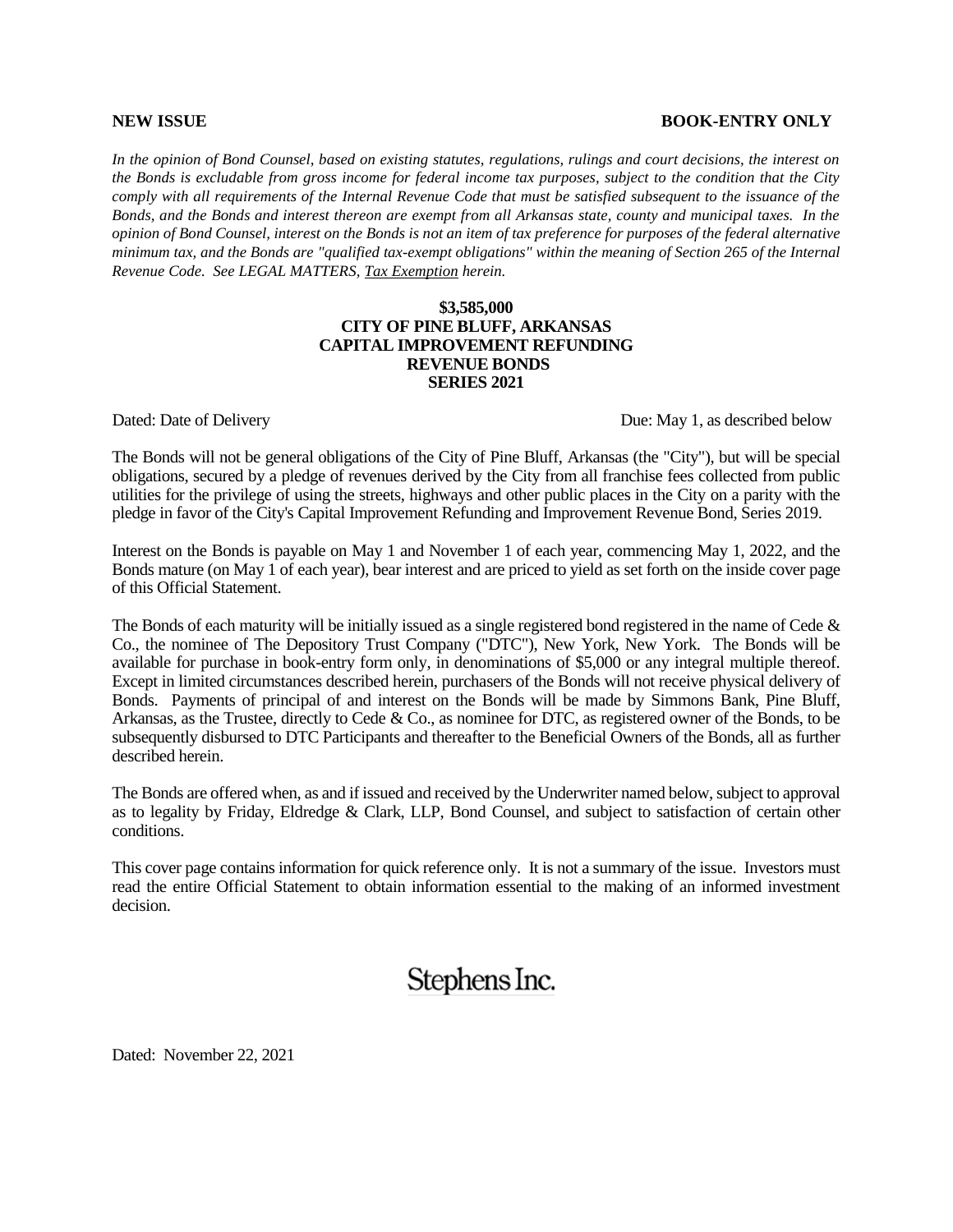**NEW ISSUE** **BOOK-ENTRY ONLY**

*In the opinion of Bond Counsel, based on existing statutes, regulations, rulings and court decisions, the interest on the Bonds is excludable from gross income for federal income tax purposes, subject to the condition that the City comply with all requirements of the Internal Revenue Code that must be satisfied subsequent to the issuance of the Bonds, and the Bonds and interest thereon are exempt from all Arkansas state, county and municipal taxes. In the opinion of Bond Counsel, interest on the Bonds is not an item of tax preference for purposes of the federal alternative minimum tax, and the Bonds are "qualified tax-exempt obligations" within the meaning of Section 265 of the Internal Revenue Code. See LEGAL MATTERS, Tax Exemption herein.*

**$3,585,000**
**CITY OF PINE BLUFF, ARKANSAS**
**CAPITAL IMPROVEMENT REFUNDING**
**REVENUE BONDS**
**SERIES 2021**

Dated: Date of Delivery Due: May 1, as described below

The Bonds will not be general obligations of the City of Pine Bluff, Arkansas (the "City"), but will be special obligations, secured by a pledge of revenues derived by the City from all franchise fees collected from public utilities for the privilege of using the streets, highways and other public places in the City on a parity with the pledge in favor of the City's Capital Improvement Refunding and Improvement Revenue Bond, Series 2019.

Interest on the Bonds is payable on May 1 and November 1 of each year, commencing May 1, 2022, and the Bonds mature (on May 1 of each year), bear interest and are priced to yield as set forth on the inside cover page of this Official Statement.

The Bonds of each maturity will be initially issued as a single registered bond registered in the name of Cede & Co., the nominee of The Depository Trust Company ("DTC"), New York, New York. The Bonds will be available for purchase in book-entry form only, in denominations of $5,000 or any integral multiple thereof. Except in limited circumstances described herein, purchasers of the Bonds will not receive physical delivery of Bonds. Payments of principal of and interest on the Bonds will be made by Simmons Bank, Pine Bluff, Arkansas, as the Trustee, directly to Cede & Co., as nominee for DTC, as registered owner of the Bonds, to be subsequently disbursed to DTC Participants and thereafter to the Beneficial Owners of the Bonds, all as further described herein.

The Bonds are offered when, as and if issued and received by the Underwriter named below, subject to approval as to legality by Friday, Eldredge & Clark, LLP, Bond Counsel, and subject to satisfaction of certain other conditions.

This cover page contains information for quick reference only. It is not a summary of the issue. Investors must read the entire Official Statement to obtain information essential to the making of an informed investment decision.

Stephens Inc.

Dated: November 22, 2021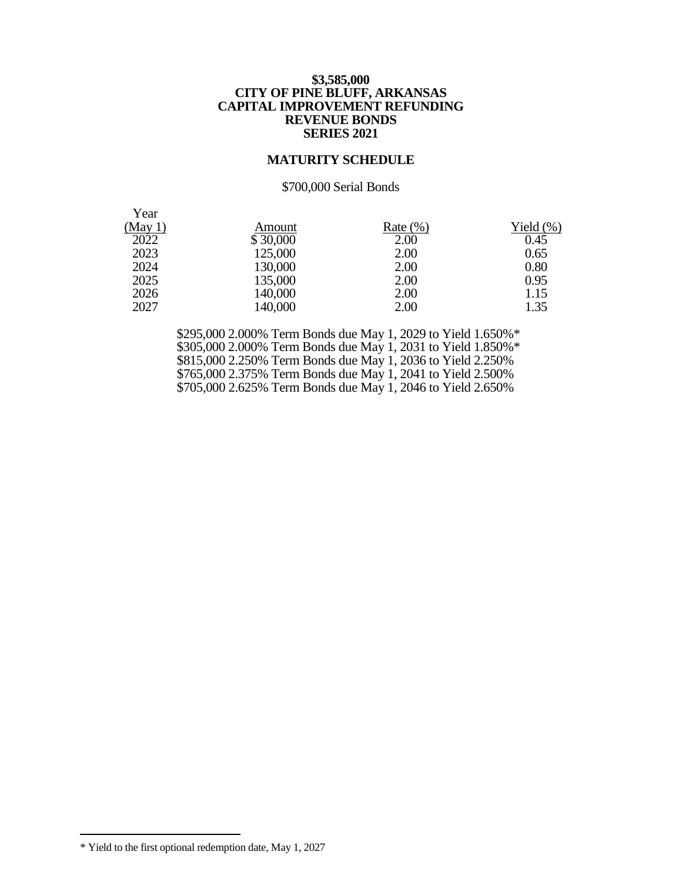**$3,585,000**
**CITY OF PINE BLUFF, ARKANSAS**
**CAPITAL IMPROVEMENT REFUNDING**
**REVENUE BONDS**
**SERIES 2021**

## MATURITY SCHEDULE

$700,000 Serial Bonds

| Year (May 1) | Amount | Rate (%) | Yield (%) |
|---|---|---|---|
| 2022 | $ 30,000 | 2.00 | 0.45 |
| 2023 | 125,000 | 2.00 | 0.65 |
| 2024 | 130,000 | 2.00 | 0.80 |
| 2025 | 135,000 | 2.00 | 0.95 |
| 2026 | 140,000 | 2.00 | 1.15 |
| 2027 | 140,000 | 2.00 | 1.35 |

$295,000 2.000% Term Bonds due May 1, 2029 to Yield 1.650%*
$305,000 2.000% Term Bonds due May 1, 2031 to Yield 1.850%*
$815,000 2.250% Term Bonds due May 1, 2036 to Yield 2.250%
$765,000 2.375% Term Bonds due May 1, 2041 to Yield 2.500%
$705,000 2.625% Term Bonds due May 1, 2046 to Yield 2.650%

---

* Yield to the first optional redemption date, May 1, 2027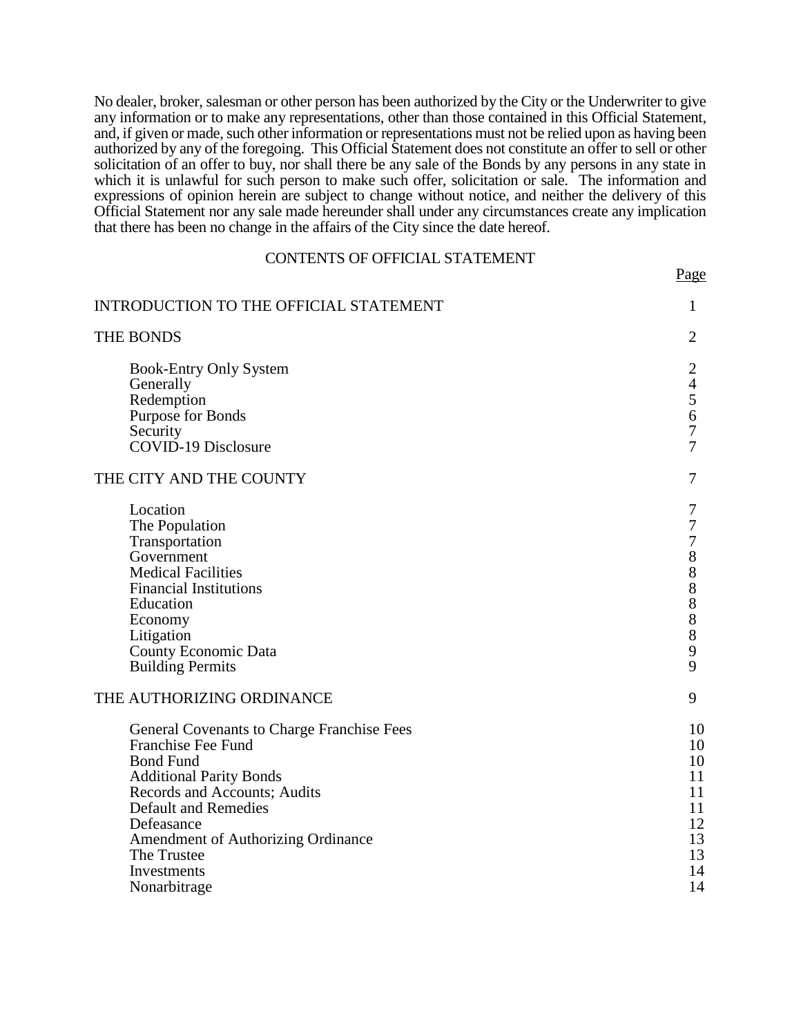No dealer, broker, salesman or other person has been authorized by the City or the Underwriter to give any information or to make any representations, other than those contained in this Official Statement, and, if given or made, such other information or representations must not be relied upon as having been authorized by any of the foregoing. This Official Statement does not constitute an offer to sell or other solicitation of an offer to buy, nor shall there be any sale of the Bonds by any persons in any state in which it is unlawful for such person to make such offer, solicitation or sale. The information and expressions of opinion herein are subject to change without notice, and neither the delivery of this Official Statement nor any sale made hereunder shall under any circumstances create any implication that there has been no change in the affairs of the City since the date hereof.

## CONTENTS OF OFFICIAL STATEMENT

| | Page |
|---|---|
| INTRODUCTION TO THE OFFICIAL STATEMENT | 1 |
| THE BONDS | 2 |
| Book-Entry Only System | 2 |
| Generally | 4 |
| Redemption | 5 |
| Purpose for Bonds | 6 |
| Security | 7 |
| COVID-19 Disclosure | 7 |
| THE CITY AND THE COUNTY | 7 |
| Location | 7 |
| The Population | 7 |
| Transportation | 7 |
| Government | 8 |
| Medical Facilities | 8 |
| Financial Institutions | 8 |
| Education | 8 |
| Economy | 8 |
| Litigation | 8 |
| County Economic Data | 9 |
| Building Permits | 9 |
| THE AUTHORIZING ORDINANCE | 9 |
| General Covenants to Charge Franchise Fees | 10 |
| Franchise Fee Fund | 10 |
| Bond Fund | 10 |
| Additional Parity Bonds | 11 |
| Records and Accounts; Audits | 11 |
| Default and Remedies | 11 |
| Defeasance | 12 |
| Amendment of Authorizing Ordinance | 13 |
| The Trustee | 13 |
| Investments | 14 |
| Nonarbitrage | 14 |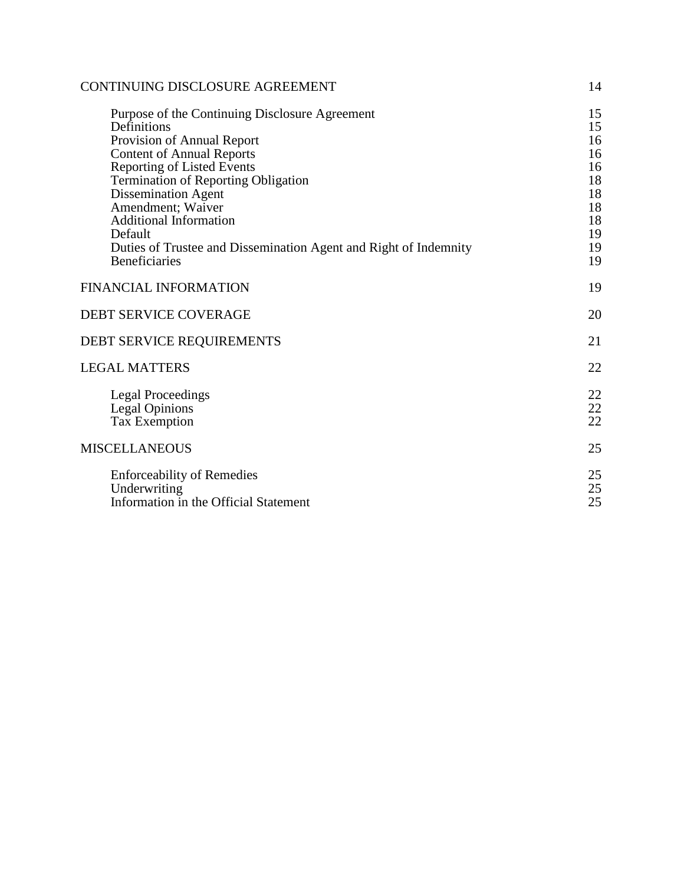| | |
|---|---|
| CONTINUING DISCLOSURE AGREEMENT | 14 |
| Purpose of the Continuing Disclosure Agreement | 15 |
| Definitions | 15 |
| Provision of Annual Report | 16 |
| Content of Annual Reports | 16 |
| Reporting of Listed Events | 16 |
| Termination of Reporting Obligation | 18 |
| Dissemination Agent | 18 |
| Amendment; Waiver | 18 |
| Additional Information | 18 |
| Default | 19 |
| Duties of Trustee and Dissemination Agent and Right of Indemnity | 19 |
| Beneficiaries | 19 |
| FINANCIAL INFORMATION | 19 |
| DEBT SERVICE COVERAGE | 20 |
| DEBT SERVICE REQUIREMENTS | 21 |
| LEGAL MATTERS | 22 |
| Legal Proceedings | 22 |
| Legal Opinions | 22 |
| Tax Exemption | 22 |
| MISCELLANEOUS | 25 |
| Enforceability of Remedies | 25 |
| Underwriting | 25 |
| Information in the Official Statement | 25 |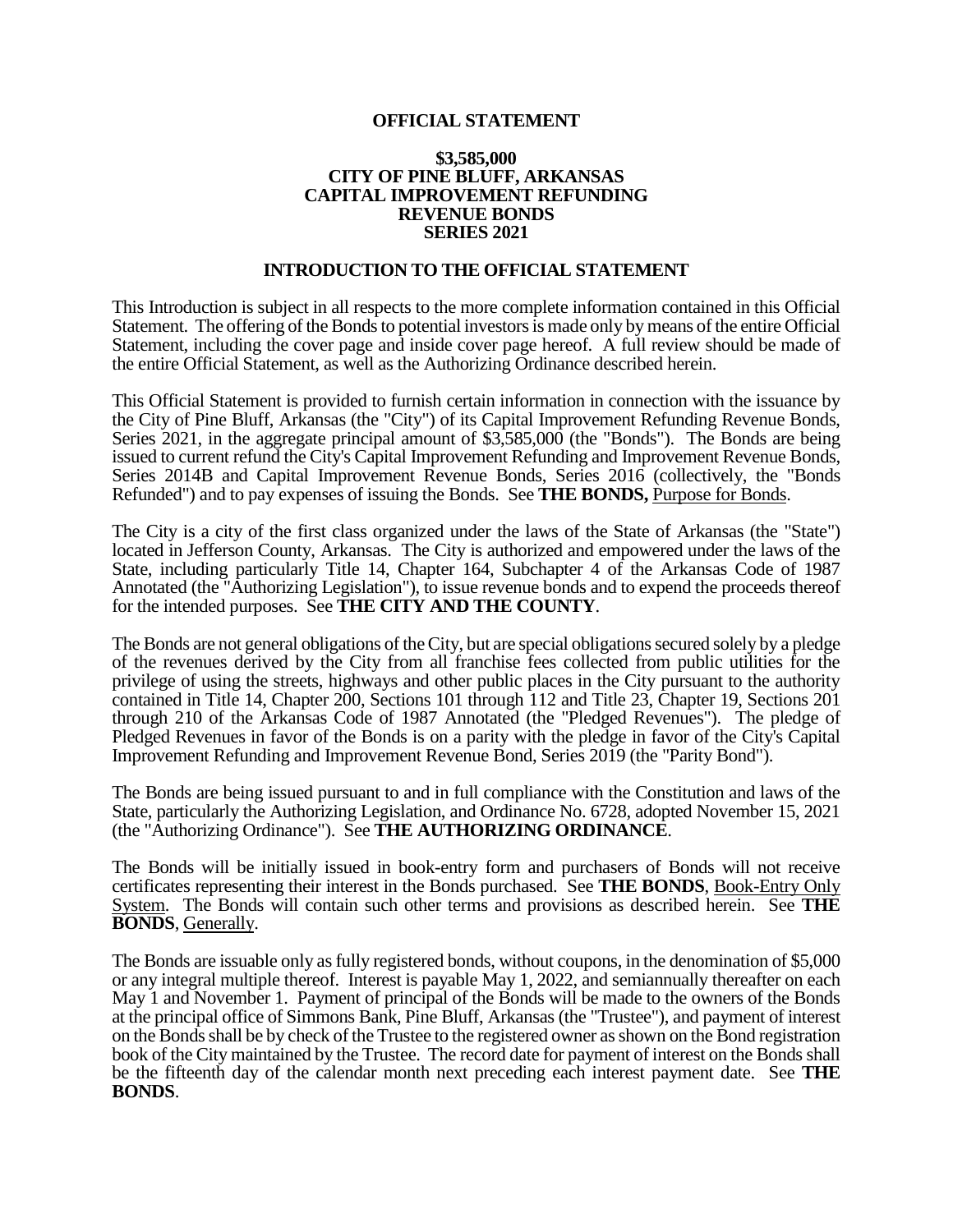# OFFICIAL STATEMENT

## $3,585,000
## CITY OF PINE BLUFF, ARKANSAS
## CAPITAL IMPROVEMENT REFUNDING
## REVENUE BONDS
## SERIES 2021

## INTRODUCTION TO THE OFFICIAL STATEMENT

This Introduction is subject in all respects to the more complete information contained in this Official Statement. The offering of the Bonds to potential investors is made only by means of the entire Official Statement, including the cover page and inside cover page hereof. A full review should be made of the entire Official Statement, as well as the Authorizing Ordinance described herein.

This Official Statement is provided to furnish certain information in connection with the issuance by the City of Pine Bluff, Arkansas (the "City") of its Capital Improvement Refunding Revenue Bonds, Series 2021, in the aggregate principal amount of $3,585,000 (the "Bonds"). The Bonds are being issued to current refund the City's Capital Improvement Refunding and Improvement Revenue Bonds, Series 2014B and Capital Improvement Revenue Bonds, Series 2016 (collectively, the "Bonds Refunded") and to pay expenses of issuing the Bonds. See **THE BONDS,** Purpose for Bonds.

The City is a city of the first class organized under the laws of the State of Arkansas (the "State") located in Jefferson County, Arkansas. The City is authorized and empowered under the laws of the State, including particularly Title 14, Chapter 164, Subchapter 4 of the Arkansas Code of 1987 Annotated (the "Authorizing Legislation"), to issue revenue bonds and to expend the proceeds thereof for the intended purposes. See **THE CITY AND THE COUNTY**.

The Bonds are not general obligations of the City, but are special obligations secured solely by a pledge of the revenues derived by the City from all franchise fees collected from public utilities for the privilege of using the streets, highways and other public places in the City pursuant to the authority contained in Title 14, Chapter 200, Sections 101 through 112 and Title 23, Chapter 19, Sections 201 through 210 of the Arkansas Code of 1987 Annotated (the "Pledged Revenues"). The pledge of Pledged Revenues in favor of the Bonds is on a parity with the pledge in favor of the City's Capital Improvement Refunding and Improvement Revenue Bond, Series 2019 (the "Parity Bond").

The Bonds are being issued pursuant to and in full compliance with the Constitution and laws of the State, particularly the Authorizing Legislation, and Ordinance No. 6728, adopted November 15, 2021 (the "Authorizing Ordinance"). See **THE AUTHORIZING ORDINANCE**.

The Bonds will be initially issued in book-entry form and purchasers of Bonds will not receive certificates representing their interest in the Bonds purchased. See **THE BONDS**, Book-Entry Only System. The Bonds will contain such other terms and provisions as described herein. See **THE BONDS**, Generally.

The Bonds are issuable only as fully registered bonds, without coupons, in the denomination of $5,000 or any integral multiple thereof. Interest is payable May 1, 2022, and semiannually thereafter on each May 1 and November 1. Payment of principal of the Bonds will be made to the owners of the Bonds at the principal office of Simmons Bank, Pine Bluff, Arkansas (the "Trustee"), and payment of interest on the Bonds shall be by check of the Trustee to the registered owner as shown on the Bond registration book of the City maintained by the Trustee. The record date for payment of interest on the Bonds shall be the fifteenth day of the calendar month next preceding each interest payment date. See **THE BONDS**.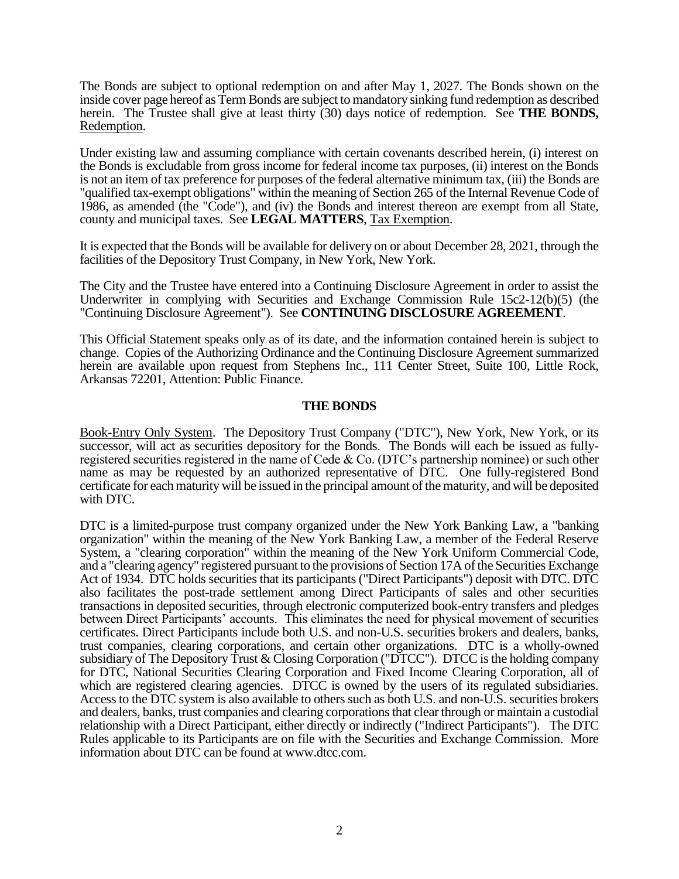The Bonds are subject to optional redemption on and after May 1, 2027. The Bonds shown on the inside cover page hereof as Term Bonds are subject to mandatory sinking fund redemption as described herein. The Trustee shall give at least thirty (30) days notice of redemption. See **THE BONDS,** Redemption.

Under existing law and assuming compliance with certain covenants described herein, (i) interest on the Bonds is excludable from gross income for federal income tax purposes, (ii) interest on the Bonds is not an item of tax preference for purposes of the federal alternative minimum tax, (iii) the Bonds are "qualified tax-exempt obligations" within the meaning of Section 265 of the Internal Revenue Code of 1986, as amended (the "Code"), and (iv) the Bonds and interest thereon are exempt from all State, county and municipal taxes. See **LEGAL MATTERS**, Tax Exemption.

It is expected that the Bonds will be available for delivery on or about December 28, 2021, through the facilities of the Depository Trust Company, in New York, New York.

The City and the Trustee have entered into a Continuing Disclosure Agreement in order to assist the Underwriter in complying with Securities and Exchange Commission Rule 15c2-12(b)(5) (the "Continuing Disclosure Agreement"). See **CONTINUING DISCLOSURE AGREEMENT**.

This Official Statement speaks only as of its date, and the information contained herein is subject to change. Copies of the Authorizing Ordinance and the Continuing Disclosure Agreement summarized herein are available upon request from Stephens Inc., 111 Center Street, Suite 100, Little Rock, Arkansas 72201, Attention: Public Finance.

## THE BONDS

Book-Entry Only System. The Depository Trust Company ("DTC"), New York, New York, or its successor, will act as securities depository for the Bonds. The Bonds will each be issued as fully-registered securities registered in the name of Cede & Co. (DTC's partnership nominee) or such other name as may be requested by an authorized representative of DTC. One fully-registered Bond certificate for each maturity will be issued in the principal amount of the maturity, and will be deposited with DTC.

DTC is a limited-purpose trust company organized under the New York Banking Law, a "banking organization" within the meaning of the New York Banking Law, a member of the Federal Reserve System, a "clearing corporation" within the meaning of the New York Uniform Commercial Code, and a "clearing agency" registered pursuant to the provisions of Section 17A of the Securities Exchange Act of 1934. DTC holds securities that its participants ("Direct Participants") deposit with DTC. DTC also facilitates the post-trade settlement among Direct Participants of sales and other securities transactions in deposited securities, through electronic computerized book-entry transfers and pledges between Direct Participants' accounts. This eliminates the need for physical movement of securities certificates. Direct Participants include both U.S. and non-U.S. securities brokers and dealers, banks, trust companies, clearing corporations, and certain other organizations. DTC is a wholly-owned subsidiary of The Depository Trust & Closing Corporation ("DTCC"). DTCC is the holding company for DTC, National Securities Clearing Corporation and Fixed Income Clearing Corporation, all of which are registered clearing agencies. DTCC is owned by the users of its regulated subsidiaries. Access to the DTC system is also available to others such as both U.S. and non-U.S. securities brokers and dealers, banks, trust companies and clearing corporations that clear through or maintain a custodial relationship with a Direct Participant, either directly or indirectly ("Indirect Participants"). The DTC Rules applicable to its Participants are on file with the Securities and Exchange Commission. More information about DTC can be found at www.dtcc.com.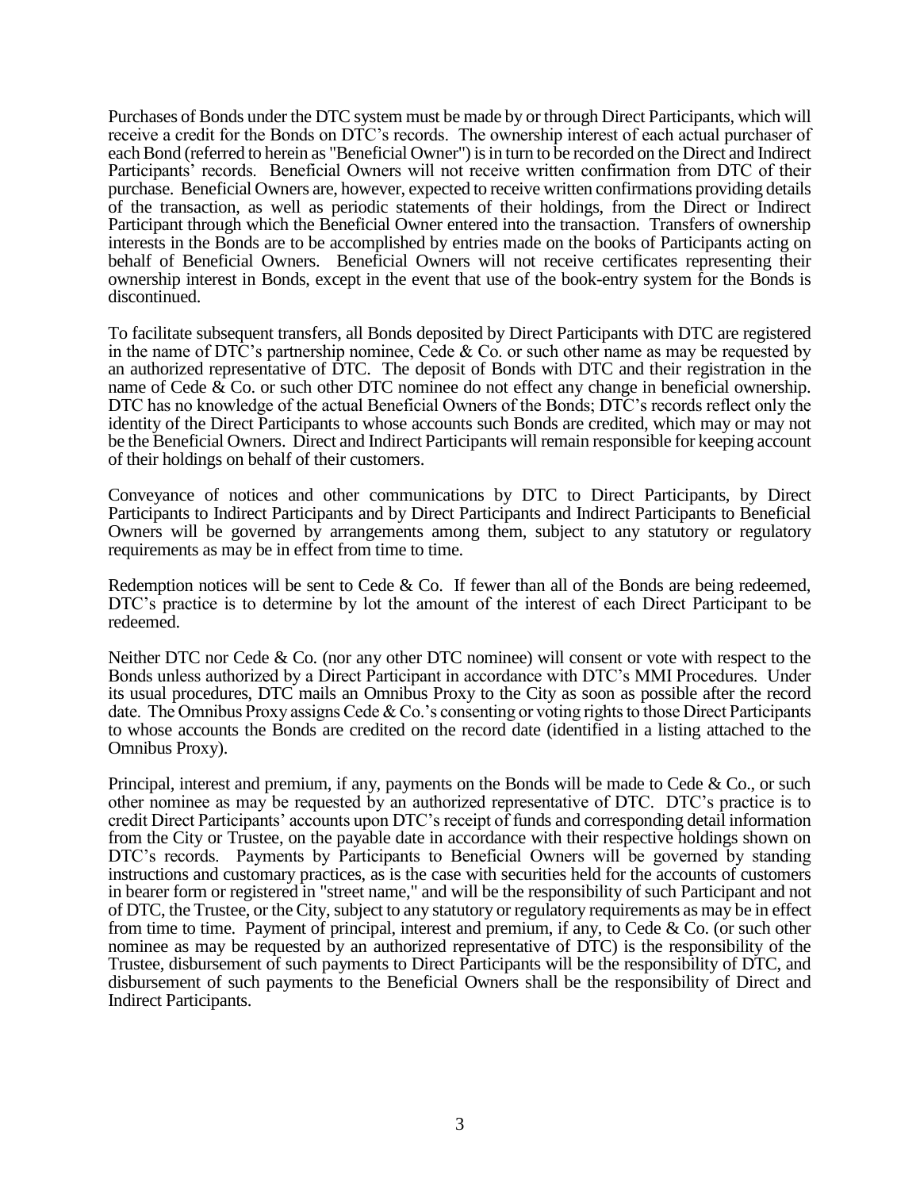Purchases of Bonds under the DTC system must be made by or through Direct Participants, which will receive a credit for the Bonds on DTC's records. The ownership interest of each actual purchaser of each Bond (referred to herein as "Beneficial Owner") is in turn to be recorded on the Direct and Indirect Participants' records. Beneficial Owners will not receive written confirmation from DTC of their purchase. Beneficial Owners are, however, expected to receive written confirmations providing details of the transaction, as well as periodic statements of their holdings, from the Direct or Indirect Participant through which the Beneficial Owner entered into the transaction. Transfers of ownership interests in the Bonds are to be accomplished by entries made on the books of Participants acting on behalf of Beneficial Owners. Beneficial Owners will not receive certificates representing their ownership interest in Bonds, except in the event that use of the book-entry system for the Bonds is discontinued.

To facilitate subsequent transfers, all Bonds deposited by Direct Participants with DTC are registered in the name of DTC's partnership nominee, Cede & Co. or such other name as may be requested by an authorized representative of DTC. The deposit of Bonds with DTC and their registration in the name of Cede & Co. or such other DTC nominee do not effect any change in beneficial ownership. DTC has no knowledge of the actual Beneficial Owners of the Bonds; DTC's records reflect only the identity of the Direct Participants to whose accounts such Bonds are credited, which may or may not be the Beneficial Owners. Direct and Indirect Participants will remain responsible for keeping account of their holdings on behalf of their customers.

Conveyance of notices and other communications by DTC to Direct Participants, by Direct Participants to Indirect Participants and by Direct Participants and Indirect Participants to Beneficial Owners will be governed by arrangements among them, subject to any statutory or regulatory requirements as may be in effect from time to time.

Redemption notices will be sent to Cede & Co. If fewer than all of the Bonds are being redeemed, DTC's practice is to determine by lot the amount of the interest of each Direct Participant to be redeemed.

Neither DTC nor Cede & Co. (nor any other DTC nominee) will consent or vote with respect to the Bonds unless authorized by a Direct Participant in accordance with DTC's MMI Procedures. Under its usual procedures, DTC mails an Omnibus Proxy to the City as soon as possible after the record date. The Omnibus Proxy assigns Cede & Co.'s consenting or voting rights to those Direct Participants to whose accounts the Bonds are credited on the record date (identified in a listing attached to the Omnibus Proxy).

Principal, interest and premium, if any, payments on the Bonds will be made to Cede & Co., or such other nominee as may be requested by an authorized representative of DTC. DTC's practice is to credit Direct Participants' accounts upon DTC's receipt of funds and corresponding detail information from the City or Trustee, on the payable date in accordance with their respective holdings shown on DTC's records. Payments by Participants to Beneficial Owners will be governed by standing instructions and customary practices, as is the case with securities held for the accounts of customers in bearer form or registered in "street name," and will be the responsibility of such Participant and not of DTC, the Trustee, or the City, subject to any statutory or regulatory requirements as may be in effect from time to time. Payment of principal, interest and premium, if any, to Cede & Co. (or such other nominee as may be requested by an authorized representative of DTC) is the responsibility of the Trustee, disbursement of such payments to Direct Participants will be the responsibility of DTC, and disbursement of such payments to the Beneficial Owners shall be the responsibility of Direct and Indirect Participants.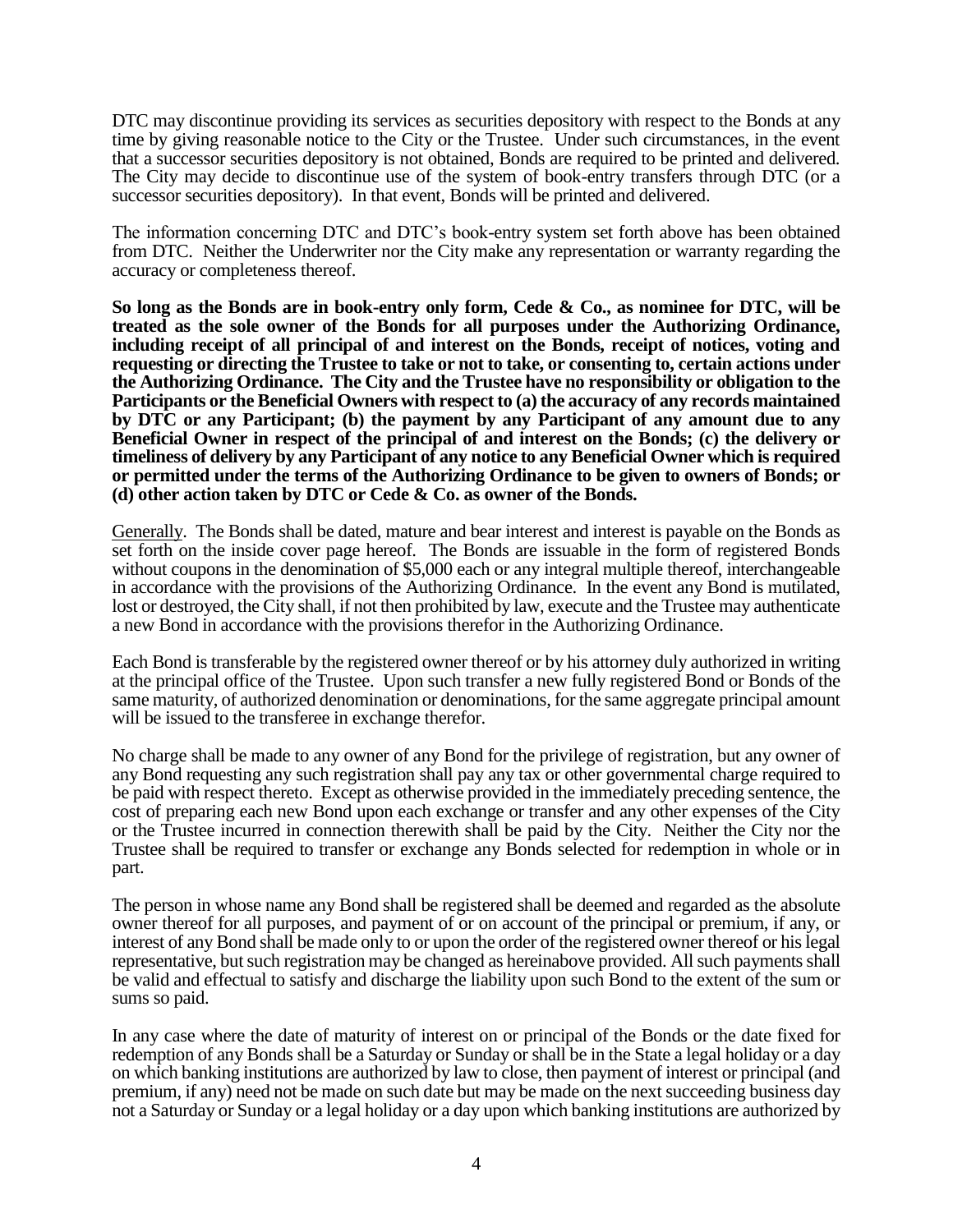DTC may discontinue providing its services as securities depository with respect to the Bonds at any time by giving reasonable notice to the City or the Trustee. Under such circumstances, in the event that a successor securities depository is not obtained, Bonds are required to be printed and delivered. The City may decide to discontinue use of the system of book-entry transfers through DTC (or a successor securities depository). In that event, Bonds will be printed and delivered.

The information concerning DTC and DTC's book-entry system set forth above has been obtained from DTC. Neither the Underwriter nor the City make any representation or warranty regarding the accuracy or completeness thereof.

**So long as the Bonds are in book-entry only form, Cede & Co., as nominee for DTC, will be treated as the sole owner of the Bonds for all purposes under the Authorizing Ordinance, including receipt of all principal of and interest on the Bonds, receipt of notices, voting and requesting or directing the Trustee to take or not to take, or consenting to, certain actions under the Authorizing Ordinance. The City and the Trustee have no responsibility or obligation to the Participants or the Beneficial Owners with respect to (a) the accuracy of any records maintained by DTC or any Participant; (b) the payment by any Participant of any amount due to any Beneficial Owner in respect of the principal of and interest on the Bonds; (c) the delivery or timeliness of delivery by any Participant of any notice to any Beneficial Owner which is required or permitted under the terms of the Authorizing Ordinance to be given to owners of Bonds; or (d) other action taken by DTC or Cede & Co. as owner of the Bonds.**

Generally. The Bonds shall be dated, mature and bear interest and interest is payable on the Bonds as set forth on the inside cover page hereof. The Bonds are issuable in the form of registered Bonds without coupons in the denomination of $5,000 each or any integral multiple thereof, interchangeable in accordance with the provisions of the Authorizing Ordinance. In the event any Bond is mutilated, lost or destroyed, the City shall, if not then prohibited by law, execute and the Trustee may authenticate a new Bond in accordance with the provisions therefor in the Authorizing Ordinance.

Each Bond is transferable by the registered owner thereof or by his attorney duly authorized in writing at the principal office of the Trustee. Upon such transfer a new fully registered Bond or Bonds of the same maturity, of authorized denomination or denominations, for the same aggregate principal amount will be issued to the transferee in exchange therefor.

No charge shall be made to any owner of any Bond for the privilege of registration, but any owner of any Bond requesting any such registration shall pay any tax or other governmental charge required to be paid with respect thereto. Except as otherwise provided in the immediately preceding sentence, the cost of preparing each new Bond upon each exchange or transfer and any other expenses of the City or the Trustee incurred in connection therewith shall be paid by the City. Neither the City nor the Trustee shall be required to transfer or exchange any Bonds selected for redemption in whole or in part.

The person in whose name any Bond shall be registered shall be deemed and regarded as the absolute owner thereof for all purposes, and payment of or on account of the principal or premium, if any, or interest of any Bond shall be made only to or upon the order of the registered owner thereof or his legal representative, but such registration may be changed as hereinabove provided. All such payments shall be valid and effectual to satisfy and discharge the liability upon such Bond to the extent of the sum or sums so paid.

In any case where the date of maturity of interest on or principal of the Bonds or the date fixed for redemption of any Bonds shall be a Saturday or Sunday or shall be in the State a legal holiday or a day on which banking institutions are authorized by law to close, then payment of interest or principal (and premium, if any) need not be made on such date but may be made on the next succeeding business day not a Saturday or Sunday or a legal holiday or a day upon which banking institutions are authorized by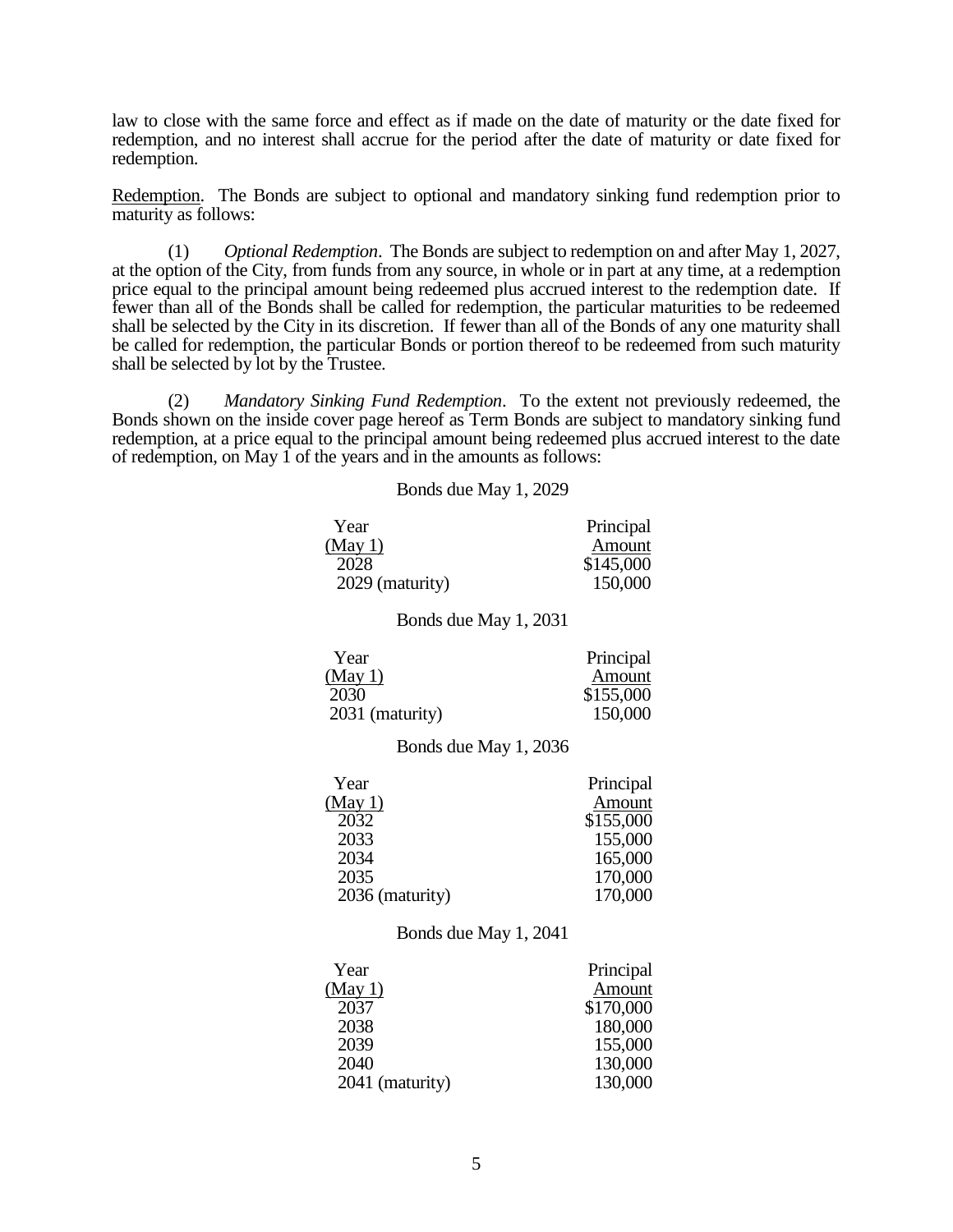law to close with the same force and effect as if made on the date of maturity or the date fixed for redemption, and no interest shall accrue for the period after the date of maturity or date fixed for redemption.

Redemption. The Bonds are subject to optional and mandatory sinking fund redemption prior to maturity as follows:

(1) *Optional Redemption*. The Bonds are subject to redemption on and after May 1, 2027, at the option of the City, from funds from any source, in whole or in part at any time, at a redemption price equal to the principal amount being redeemed plus accrued interest to the redemption date. If fewer than all of the Bonds shall be called for redemption, the particular maturities to be redeemed shall be selected by the City in its discretion. If fewer than all of the Bonds of any one maturity shall be called for redemption, the particular Bonds or portion thereof to be redeemed from such maturity shall be selected by lot by the Trustee.

(2) *Mandatory Sinking Fund Redemption*. To the extent not previously redeemed, the Bonds shown on the inside cover page hereof as Term Bonds are subject to mandatory sinking fund redemption, at a price equal to the principal amount being redeemed plus accrued interest to the date of redemption, on May 1 of the years and in the amounts as follows:

Bonds due May 1, 2029

| Year (May 1) | Principal Amount |
|---|---|
| 2028 | $145,000 |
| 2029 (maturity) | 150,000 |

Bonds due May 1, 2031

| Year (May 1) | Principal Amount |
|---|---|
| 2030 | $155,000 |
| 2031 (maturity) | 150,000 |

Bonds due May 1, 2036

| Year (May 1) | Principal Amount |
|---|---|
| 2032 | $155,000 |
| 2033 | 155,000 |
| 2034 | 165,000 |
| 2035 | 170,000 |
| 2036 (maturity) | 170,000 |

Bonds due May 1, 2041

| Year (May 1) | Principal Amount |
|---|---|
| 2037 | $170,000 |
| 2038 | 180,000 |
| 2039 | 155,000 |
| 2040 | 130,000 |
| 2041 (maturity) | 130,000 |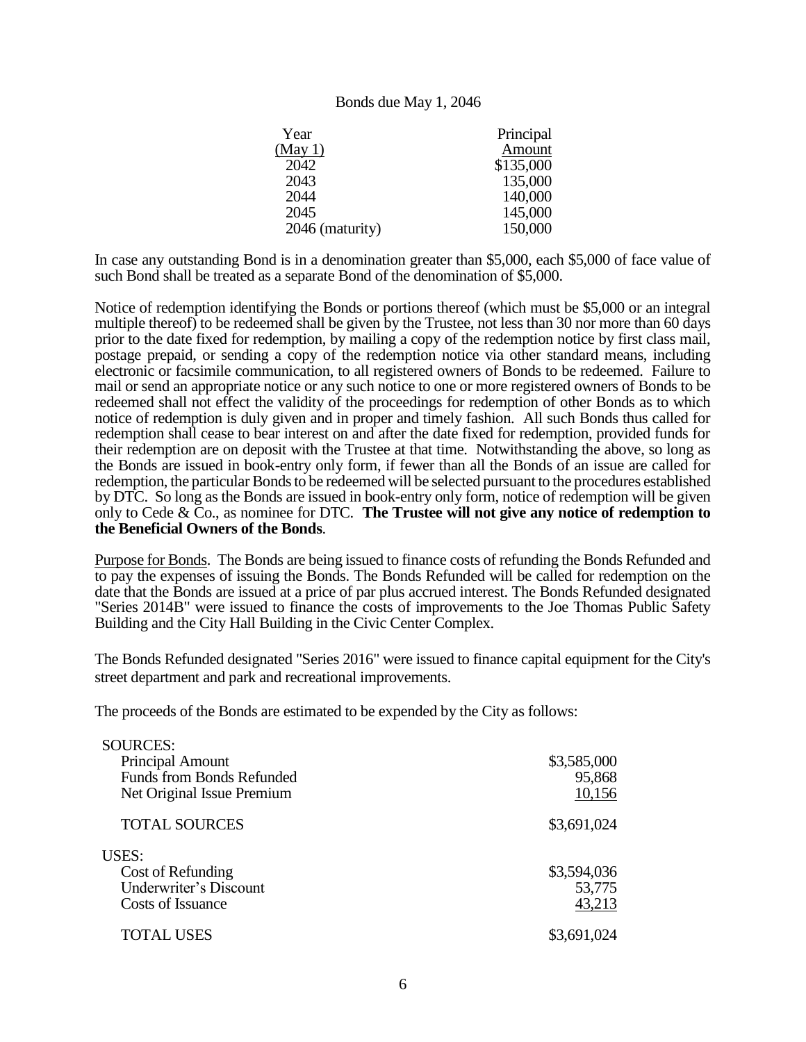Bonds due May 1, 2046

| Year (May 1) | Principal Amount |
|---|---|
| 2042 | $135,000 |
| 2043 | 135,000 |
| 2044 | 140,000 |
| 2045 | 145,000 |
| 2046 (maturity) | 150,000 |

In case any outstanding Bond is in a denomination greater than $5,000, each $5,000 of face value of such Bond shall be treated as a separate Bond of the denomination of $5,000.

Notice of redemption identifying the Bonds or portions thereof (which must be $5,000 or an integral multiple thereof) to be redeemed shall be given by the Trustee, not less than 30 nor more than 60 days prior to the date fixed for redemption, by mailing a copy of the redemption notice by first class mail, postage prepaid, or sending a copy of the redemption notice via other standard means, including electronic or facsimile communication, to all registered owners of Bonds to be redeemed. Failure to mail or send an appropriate notice or any such notice to one or more registered owners of Bonds to be redeemed shall not effect the validity of the proceedings for redemption of other Bonds as to which notice of redemption is duly given and in proper and timely fashion. All such Bonds thus called for redemption shall cease to bear interest on and after the date fixed for redemption, provided funds for their redemption are on deposit with the Trustee at that time. Notwithstanding the above, so long as the Bonds are issued in book-entry only form, if fewer than all the Bonds of an issue are called for redemption, the particular Bonds to be redeemed will be selected pursuant to the procedures established by DTC. So long as the Bonds are issued in book-entry only form, notice of redemption will be given only to Cede & Co., as nominee for DTC. **The Trustee will not give any notice of redemption to the Beneficial Owners of the Bonds**.

Purpose for Bonds. The Bonds are being issued to finance costs of refunding the Bonds Refunded and to pay the expenses of issuing the Bonds. The Bonds Refunded will be called for redemption on the date that the Bonds are issued at a price of par plus accrued interest. The Bonds Refunded designated "Series 2014B" were issued to finance the costs of improvements to the Joe Thomas Public Safety Building and the City Hall Building in the Civic Center Complex.

The Bonds Refunded designated "Series 2016" were issued to finance capital equipment for the City's street department and park and recreational improvements.

The proceeds of the Bonds are estimated to be expended by the City as follows:

| | |
|---|---|
| SOURCES: | |
| Principal Amount | $3,585,000 |
| Funds from Bonds Refunded | 95,868 |
| Net Original Issue Premium | 10,156 |
| TOTAL SOURCES | $3,691,024 |
| USES: | |
| Cost of Refunding | $3,594,036 |
| Underwriter's Discount | 53,775 |
| Costs of Issuance | 43,213 |
| TOTAL USES | $3,691,024 |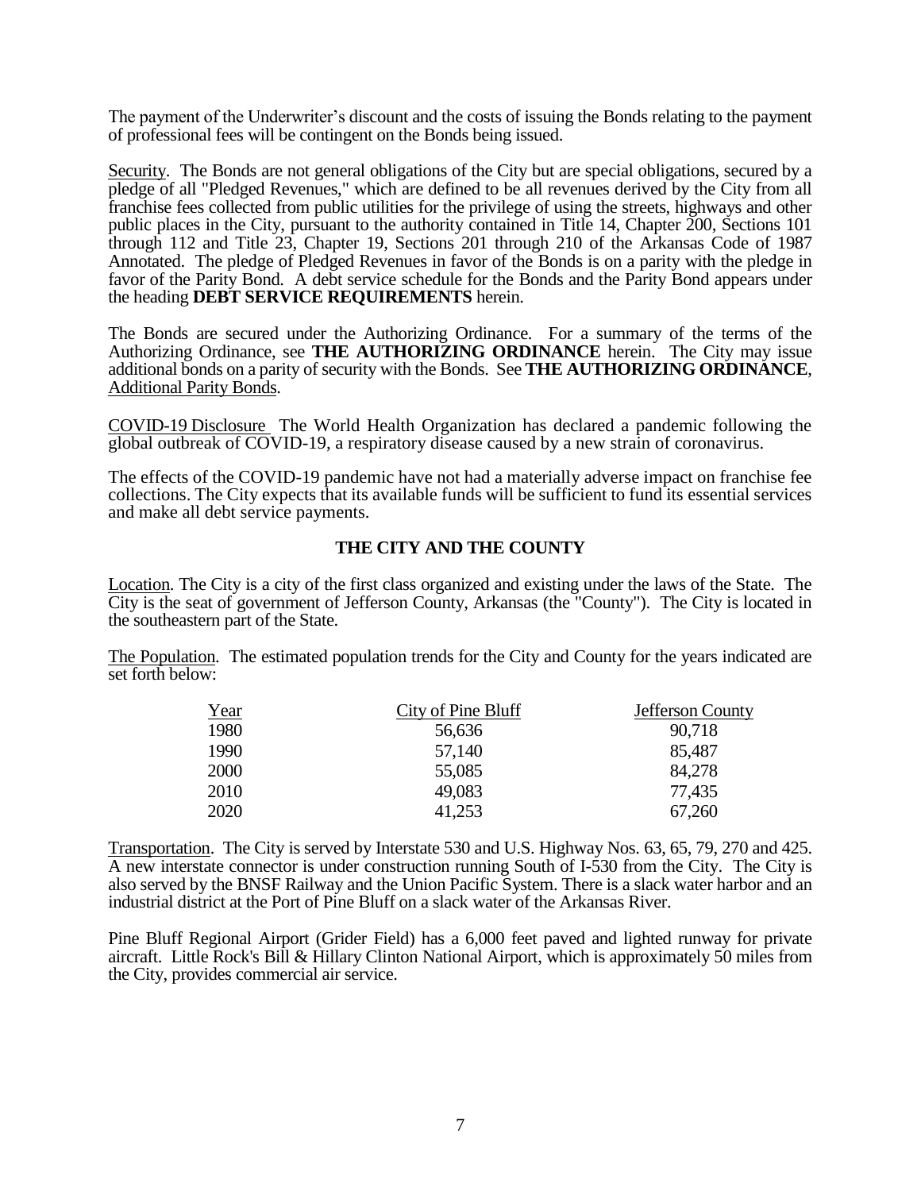The payment of the Underwriter's discount and the costs of issuing the Bonds relating to the payment of professional fees will be contingent on the Bonds being issued.

Security. The Bonds are not general obligations of the City but are special obligations, secured by a pledge of all "Pledged Revenues," which are defined to be all revenues derived by the City from all franchise fees collected from public utilities for the privilege of using the streets, highways and other public places in the City, pursuant to the authority contained in Title 14, Chapter 200, Sections 101 through 112 and Title 23, Chapter 19, Sections 201 through 210 of the Arkansas Code of 1987 Annotated. The pledge of Pledged Revenues in favor of the Bonds is on a parity with the pledge in favor of the Parity Bond. A debt service schedule for the Bonds and the Parity Bond appears under the heading **DEBT SERVICE REQUIREMENTS** herein.

The Bonds are secured under the Authorizing Ordinance. For a summary of the terms of the Authorizing Ordinance, see **THE AUTHORIZING ORDINANCE** herein. The City may issue additional bonds on a parity of security with the Bonds. See **THE AUTHORIZING ORDINANCE**, Additional Parity Bonds.

COVID-19 Disclosure The World Health Organization has declared a pandemic following the global outbreak of COVID-19, a respiratory disease caused by a new strain of coronavirus.

The effects of the COVID-19 pandemic have not had a materially adverse impact on franchise fee collections. The City expects that its available funds will be sufficient to fund its essential services and make all debt service payments.

## THE CITY AND THE COUNTY

Location. The City is a city of the first class organized and existing under the laws of the State. The City is the seat of government of Jefferson County, Arkansas (the "County"). The City is located in the southeastern part of the State.

The Population. The estimated population trends for the City and County for the years indicated are set forth below:

| Year | City of Pine Bluff | Jefferson County |
|---|---|---|
| 1980 | 56,636 | 90,718 |
| 1990 | 57,140 | 85,487 |
| 2000 | 55,085 | 84,278 |
| 2010 | 49,083 | 77,435 |
| 2020 | 41,253 | 67,260 |

Transportation. The City is served by Interstate 530 and U.S. Highway Nos. 63, 65, 79, 270 and 425. A new interstate connector is under construction running South of I-530 from the City. The City is also served by the BNSF Railway and the Union Pacific System. There is a slack water harbor and an industrial district at the Port of Pine Bluff on a slack water of the Arkansas River.

Pine Bluff Regional Airport (Grider Field) has a 6,000 feet paved and lighted runway for private aircraft. Little Rock's Bill & Hillary Clinton National Airport, which is approximately 50 miles from the City, provides commercial air service.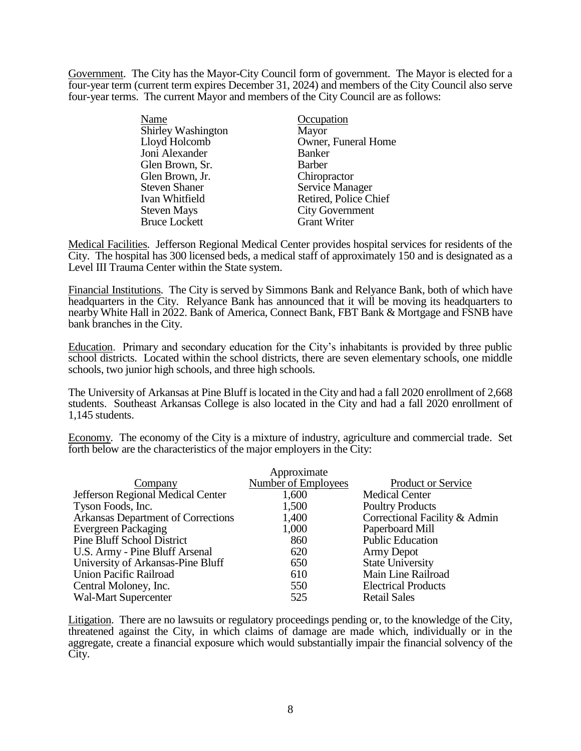Government. The City has the Mayor-City Council form of government. The Mayor is elected for a four-year term (current term expires December 31, 2024) and members of the City Council also serve four-year terms. The current Mayor and members of the City Council are as follows:

| Name | Occupation |
|---|---|
| Shirley Washington | Mayor |
| Lloyd Holcomb | Owner, Funeral Home |
| Joni Alexander | Banker |
| Glen Brown, Sr. | Barber |
| Glen Brown, Jr. | Chiropractor |
| Steven Shaner | Service Manager |
| Ivan Whitfield | Retired, Police Chief |
| Steven Mays | City Government |
| Bruce Lockett | Grant Writer |

Medical Facilities. Jefferson Regional Medical Center provides hospital services for residents of the City. The hospital has 300 licensed beds, a medical staff of approximately 150 and is designated as a Level III Trauma Center within the State system.

Financial Institutions. The City is served by Simmons Bank and Relyance Bank, both of which have headquarters in the City. Relyance Bank has announced that it will be moving its headquarters to nearby White Hall in 2022. Bank of America, Connect Bank, FBT Bank & Mortgage and FSNB have bank branches in the City.

Education. Primary and secondary education for the City's inhabitants is provided by three public school districts. Located within the school districts, there are seven elementary schools, one middle schools, two junior high schools, and three high schools.

The University of Arkansas at Pine Bluff is located in the City and had a fall 2020 enrollment of 2,668 students. Southeast Arkansas College is also located in the City and had a fall 2020 enrollment of 1,145 students.

Economy. The economy of the City is a mixture of industry, agriculture and commercial trade. Set forth below are the characteristics of the major employers in the City:

| Company | Approximate Number of Employees | Product or Service |
|---|---|---|
| Jefferson Regional Medical Center | 1,600 | Medical Center |
| Tyson Foods, Inc. | 1,500 | Poultry Products |
| Arkansas Department of Corrections | 1,400 | Correctional Facility & Admin |
| Evergreen Packaging | 1,000 | Paperboard Mill |
| Pine Bluff School District | 860 | Public Education |
| U.S. Army - Pine Bluff Arsenal | 620 | Army Depot |
| University of Arkansas-Pine Bluff | 650 | State University |
| Union Pacific Railroad | 610 | Main Line Railroad |
| Central Moloney, Inc. | 550 | Electrical Products |
| Wal-Mart Supercenter | 525 | Retail Sales |

Litigation. There are no lawsuits or regulatory proceedings pending or, to the knowledge of the City, threatened against the City, in which claims of damage are made which, individually or in the aggregate, create a financial exposure which would substantially impair the financial solvency of the City.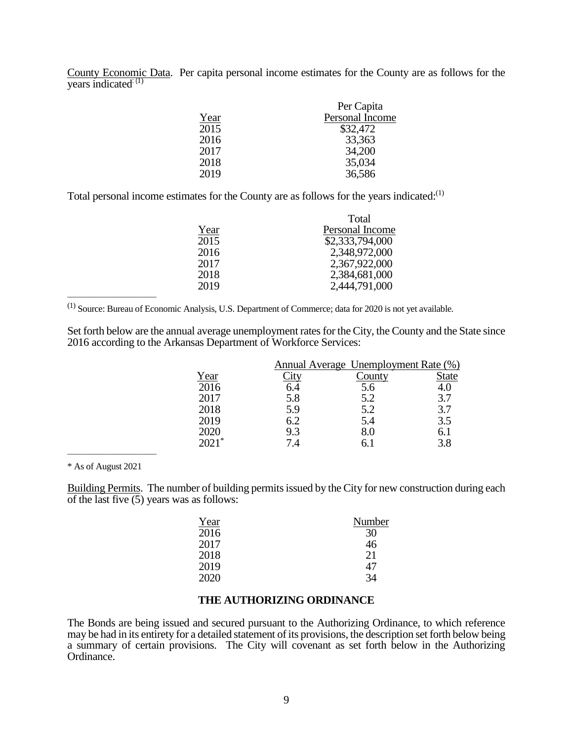County Economic Data. Per capita personal income estimates for the County are as follows for the years indicated:[1]

| Year | Per Capita Personal Income |
|---|---|
| 2015 | $32,472 |
| 2016 | 33,363 |
| 2017 | 34,200 |
| 2018 | 35,034 |
| 2019 | 36,586 |

Total personal income estimates for the County are as follows for the years indicated:[1]

| Year | Total Personal Income |
|---|---|
| 2015 | $2,333,794,000 |
| 2016 | 2,348,972,000 |
| 2017 | 2,367,922,000 |
| 2018 | 2,384,681,000 |
| 2019 | 2,444,791,000 |

[1] Source: Bureau of Economic Analysis, U.S. Department of Commerce; data for 2020 is not yet available.

Set forth below are the annual average unemployment rates for the City, the County and the State since 2016 according to the Arkansas Department of Workforce Services:

| | Annual Average Unemployment Rate (%) | | |
|---|---|---|---|
| Year | City | County | State |
| 2016 | 6.4 | 5.6 | 4.0 |
| 2017 | 5.8 | 5.2 | 3.7 |
| 2018 | 5.9 | 5.2 | 3.7 |
| 2019 | 6.2 | 5.4 | 3.5 |
| 2020 | 9.3 | 8.0 | 6.1 |
| 2021* | 7.4 | 6.1 | 3.8 |

* As of August 2021

Building Permits. The number of building permits issued by the City for new construction during each of the last five (5) years was as follows:

| Year | Number |
|---|---|
| 2016 | 30 |
| 2017 | 46 |
| 2018 | 21 |
| 2019 | 47 |
| 2020 | 34 |

## THE AUTHORIZING ORDINANCE

The Bonds are being issued and secured pursuant to the Authorizing Ordinance, to which reference may be had in its entirety for a detailed statement of its provisions, the description set forth below being a summary of certain provisions. The City will covenant as set forth below in the Authorizing Ordinance.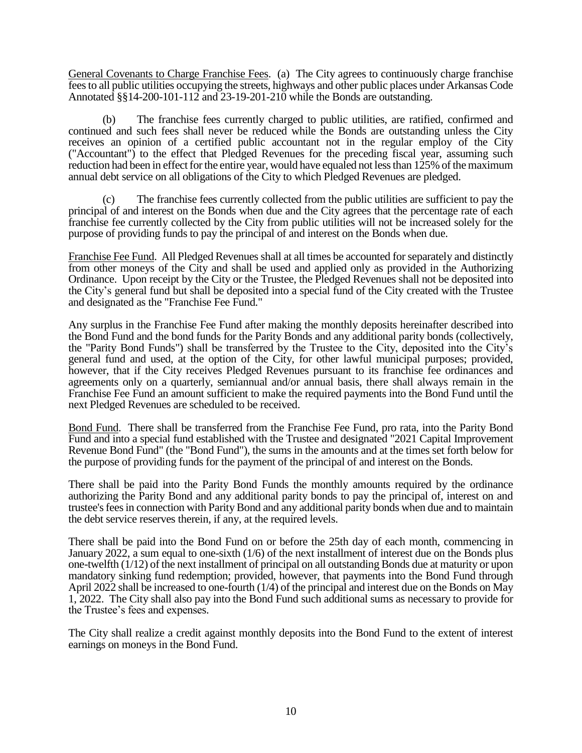General Covenants to Charge Franchise Fees. (a) The City agrees to continuously charge franchise fees to all public utilities occupying the streets, highways and other public places under Arkansas Code Annotated §§14-200-101-112 and 23-19-201-210 while the Bonds are outstanding.

(b) The franchise fees currently charged to public utilities, are ratified, confirmed and continued and such fees shall never be reduced while the Bonds are outstanding unless the City receives an opinion of a certified public accountant not in the regular employ of the City ("Accountant") to the effect that Pledged Revenues for the preceding fiscal year, assuming such reduction had been in effect for the entire year, would have equaled not less than 125% of the maximum annual debt service on all obligations of the City to which Pledged Revenues are pledged.

(c) The franchise fees currently collected from the public utilities are sufficient to pay the principal of and interest on the Bonds when due and the City agrees that the percentage rate of each franchise fee currently collected by the City from public utilities will not be increased solely for the purpose of providing funds to pay the principal of and interest on the Bonds when due.

Franchise Fee Fund. All Pledged Revenues shall at all times be accounted for separately and distinctly from other moneys of the City and shall be used and applied only as provided in the Authorizing Ordinance. Upon receipt by the City or the Trustee, the Pledged Revenues shall not be deposited into the City's general fund but shall be deposited into a special fund of the City created with the Trustee and designated as the "Franchise Fee Fund."

Any surplus in the Franchise Fee Fund after making the monthly deposits hereinafter described into the Bond Fund and the bond funds for the Parity Bonds and any additional parity bonds (collectively, the "Parity Bond Funds") shall be transferred by the Trustee to the City, deposited into the City's general fund and used, at the option of the City, for other lawful municipal purposes; provided, however, that if the City receives Pledged Revenues pursuant to its franchise fee ordinances and agreements only on a quarterly, semiannual and/or annual basis, there shall always remain in the Franchise Fee Fund an amount sufficient to make the required payments into the Bond Fund until the next Pledged Revenues are scheduled to be received.

Bond Fund. There shall be transferred from the Franchise Fee Fund, pro rata, into the Parity Bond Fund and into a special fund established with the Trustee and designated "2021 Capital Improvement Revenue Bond Fund" (the "Bond Fund"), the sums in the amounts and at the times set forth below for the purpose of providing funds for the payment of the principal of and interest on the Bonds.

There shall be paid into the Parity Bond Funds the monthly amounts required by the ordinance authorizing the Parity Bond and any additional parity bonds to pay the principal of, interest on and trustee's fees in connection with Parity Bond and any additional parity bonds when due and to maintain the debt service reserves therein, if any, at the required levels.

There shall be paid into the Bond Fund on or before the 25th day of each month, commencing in January 2022, a sum equal to one-sixth (1/6) of the next installment of interest due on the Bonds plus one-twelfth (1/12) of the next installment of principal on all outstanding Bonds due at maturity or upon mandatory sinking fund redemption; provided, however, that payments into the Bond Fund through April 2022 shall be increased to one-fourth (1/4) of the principal and interest due on the Bonds on May 1, 2022. The City shall also pay into the Bond Fund such additional sums as necessary to provide for the Trustee's fees and expenses.

The City shall realize a credit against monthly deposits into the Bond Fund to the extent of interest earnings on moneys in the Bond Fund.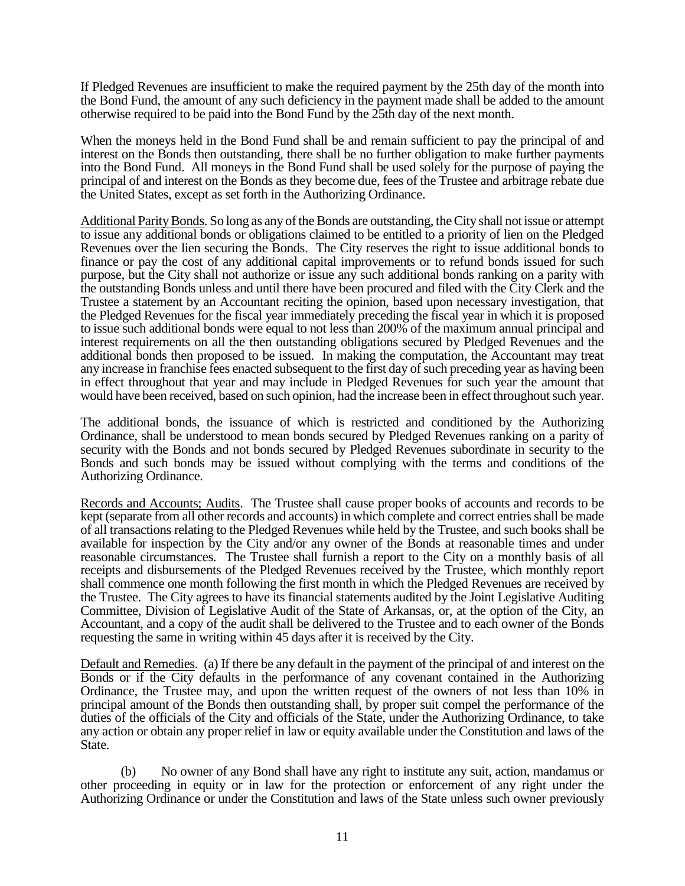If Pledged Revenues are insufficient to make the required payment by the 25th day of the month into the Bond Fund, the amount of any such deficiency in the payment made shall be added to the amount otherwise required to be paid into the Bond Fund by the 25th day of the next month.

When the moneys held in the Bond Fund shall be and remain sufficient to pay the principal of and interest on the Bonds then outstanding, there shall be no further obligation to make further payments into the Bond Fund. All moneys in the Bond Fund shall be used solely for the purpose of paying the principal of and interest on the Bonds as they become due, fees of the Trustee and arbitrage rebate due the United States, except as set forth in the Authorizing Ordinance.

Additional Parity Bonds. So long as any of the Bonds are outstanding, the City shall not issue or attempt to issue any additional bonds or obligations claimed to be entitled to a priority of lien on the Pledged Revenues over the lien securing the Bonds. The City reserves the right to issue additional bonds to finance or pay the cost of any additional capital improvements or to refund bonds issued for such purpose, but the City shall not authorize or issue any such additional bonds ranking on a parity with the outstanding Bonds unless and until there have been procured and filed with the City Clerk and the Trustee a statement by an Accountant reciting the opinion, based upon necessary investigation, that the Pledged Revenues for the fiscal year immediately preceding the fiscal year in which it is proposed to issue such additional bonds were equal to not less than 200% of the maximum annual principal and interest requirements on all the then outstanding obligations secured by Pledged Revenues and the additional bonds then proposed to be issued. In making the computation, the Accountant may treat any increase in franchise fees enacted subsequent to the first day of such preceding year as having been in effect throughout that year and may include in Pledged Revenues for such year the amount that would have been received, based on such opinion, had the increase been in effect throughout such year.

The additional bonds, the issuance of which is restricted and conditioned by the Authorizing Ordinance, shall be understood to mean bonds secured by Pledged Revenues ranking on a parity of security with the Bonds and not bonds secured by Pledged Revenues subordinate in security to the Bonds and such bonds may be issued without complying with the terms and conditions of the Authorizing Ordinance.

Records and Accounts; Audits. The Trustee shall cause proper books of accounts and records to be kept (separate from all other records and accounts) in which complete and correct entries shall be made of all transactions relating to the Pledged Revenues while held by the Trustee, and such books shall be available for inspection by the City and/or any owner of the Bonds at reasonable times and under reasonable circumstances. The Trustee shall furnish a report to the City on a monthly basis of all receipts and disbursements of the Pledged Revenues received by the Trustee, which monthly report shall commence one month following the first month in which the Pledged Revenues are received by the Trustee. The City agrees to have its financial statements audited by the Joint Legislative Auditing Committee, Division of Legislative Audit of the State of Arkansas, or, at the option of the City, an Accountant, and a copy of the audit shall be delivered to the Trustee and to each owner of the Bonds requesting the same in writing within 45 days after it is received by the City.

Default and Remedies. (a) If there be any default in the payment of the principal of and interest on the Bonds or if the City defaults in the performance of any covenant contained in the Authorizing Ordinance, the Trustee may, and upon the written request of the owners of not less than 10% in principal amount of the Bonds then outstanding shall, by proper suit compel the performance of the duties of the officials of the City and officials of the State, under the Authorizing Ordinance, to take any action or obtain any proper relief in law or equity available under the Constitution and laws of the State.

(b) No owner of any Bond shall have any right to institute any suit, action, mandamus or other proceeding in equity or in law for the protection or enforcement of any right under the Authorizing Ordinance or under the Constitution and laws of the State unless such owner previously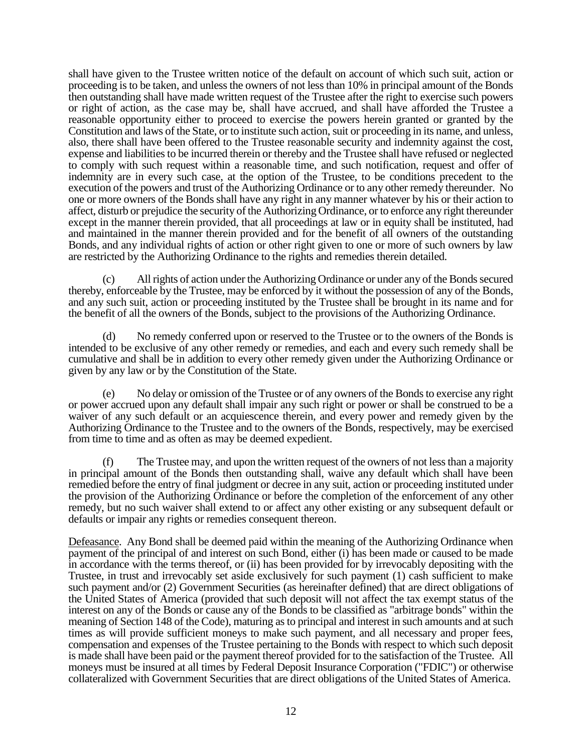shall have given to the Trustee written notice of the default on account of which such suit, action or proceeding is to be taken, and unless the owners of not less than 10% in principal amount of the Bonds then outstanding shall have made written request of the Trustee after the right to exercise such powers or right of action, as the case may be, shall have accrued, and shall have afforded the Trustee a reasonable opportunity either to proceed to exercise the powers herein granted or granted by the Constitution and laws of the State, or to institute such action, suit or proceeding in its name, and unless, also, there shall have been offered to the Trustee reasonable security and indemnity against the cost, expense and liabilities to be incurred therein or thereby and the Trustee shall have refused or neglected to comply with such request within a reasonable time, and such notification, request and offer of indemnity are in every such case, at the option of the Trustee, to be conditions precedent to the execution of the powers and trust of the Authorizing Ordinance or to any other remedy thereunder. No one or more owners of the Bonds shall have any right in any manner whatever by his or their action to affect, disturb or prejudice the security of the Authorizing Ordinance, or to enforce any right thereunder except in the manner therein provided, that all proceedings at law or in equity shall be instituted, had and maintained in the manner therein provided and for the benefit of all owners of the outstanding Bonds, and any individual rights of action or other right given to one or more of such owners by law are restricted by the Authorizing Ordinance to the rights and remedies therein detailed.

(c) All rights of action under the Authorizing Ordinance or under any of the Bonds secured thereby, enforceable by the Trustee, may be enforced by it without the possession of any of the Bonds, and any such suit, action or proceeding instituted by the Trustee shall be brought in its name and for the benefit of all the owners of the Bonds, subject to the provisions of the Authorizing Ordinance.

(d) No remedy conferred upon or reserved to the Trustee or to the owners of the Bonds is intended to be exclusive of any other remedy or remedies, and each and every such remedy shall be cumulative and shall be in addition to every other remedy given under the Authorizing Ordinance or given by any law or by the Constitution of the State.

(e) No delay or omission of the Trustee or of any owners of the Bonds to exercise any right or power accrued upon any default shall impair any such right or power or shall be construed to be a waiver of any such default or an acquiescence therein, and every power and remedy given by the Authorizing Ordinance to the Trustee and to the owners of the Bonds, respectively, may be exercised from time to time and as often as may be deemed expedient.

(f) The Trustee may, and upon the written request of the owners of not less than a majority in principal amount of the Bonds then outstanding shall, waive any default which shall have been remedied before the entry of final judgment or decree in any suit, action or proceeding instituted under the provision of the Authorizing Ordinance or before the completion of the enforcement of any other remedy, but no such waiver shall extend to or affect any other existing or any subsequent default or defaults or impair any rights or remedies consequent thereon.

Defeasance. Any Bond shall be deemed paid within the meaning of the Authorizing Ordinance when payment of the principal of and interest on such Bond, either (i) has been made or caused to be made in accordance with the terms thereof, or (ii) has been provided for by irrevocably depositing with the Trustee, in trust and irrevocably set aside exclusively for such payment (1) cash sufficient to make such payment and/or (2) Government Securities (as hereinafter defined) that are direct obligations of the United States of America (provided that such deposit will not affect the tax exempt status of the interest on any of the Bonds or cause any of the Bonds to be classified as "arbitrage bonds" within the meaning of Section 148 of the Code), maturing as to principal and interest in such amounts and at such times as will provide sufficient moneys to make such payment, and all necessary and proper fees, compensation and expenses of the Trustee pertaining to the Bonds with respect to which such deposit is made shall have been paid or the payment thereof provided for to the satisfaction of the Trustee. All moneys must be insured at all times by Federal Deposit Insurance Corporation ("FDIC") or otherwise collateralized with Government Securities that are direct obligations of the United States of America.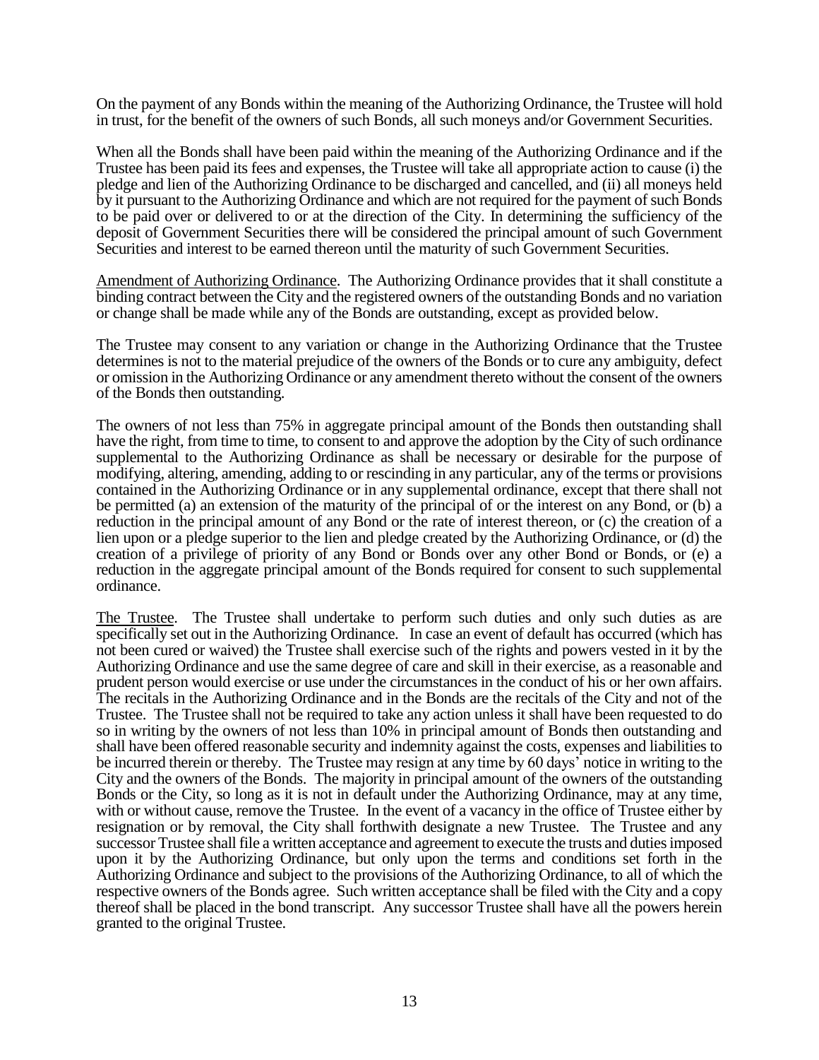On the payment of any Bonds within the meaning of the Authorizing Ordinance, the Trustee will hold in trust, for the benefit of the owners of such Bonds, all such moneys and/or Government Securities.

When all the Bonds shall have been paid within the meaning of the Authorizing Ordinance and if the Trustee has been paid its fees and expenses, the Trustee will take all appropriate action to cause (i) the pledge and lien of the Authorizing Ordinance to be discharged and cancelled, and (ii) all moneys held by it pursuant to the Authorizing Ordinance and which are not required for the payment of such Bonds to be paid over or delivered to or at the direction of the City. In determining the sufficiency of the deposit of Government Securities there will be considered the principal amount of such Government Securities and interest to be earned thereon until the maturity of such Government Securities.

<u>Amendment of Authorizing Ordinance</u>. The Authorizing Ordinance provides that it shall constitute a binding contract between the City and the registered owners of the outstanding Bonds and no variation or change shall be made while any of the Bonds are outstanding, except as provided below.

The Trustee may consent to any variation or change in the Authorizing Ordinance that the Trustee determines is not to the material prejudice of the owners of the Bonds or to cure any ambiguity, defect or omission in the Authorizing Ordinance or any amendment thereto without the consent of the owners of the Bonds then outstanding.

The owners of not less than 75% in aggregate principal amount of the Bonds then outstanding shall have the right, from time to time, to consent to and approve the adoption by the City of such ordinance supplemental to the Authorizing Ordinance as shall be necessary or desirable for the purpose of modifying, altering, amending, adding to or rescinding in any particular, any of the terms or provisions contained in the Authorizing Ordinance or in any supplemental ordinance, except that there shall not be permitted (a) an extension of the maturity of the principal of or the interest on any Bond, or (b) a reduction in the principal amount of any Bond or the rate of interest thereon, or (c) the creation of a lien upon or a pledge superior to the lien and pledge created by the Authorizing Ordinance, or (d) the creation of a privilege of priority of any Bond or Bonds over any other Bond or Bonds, or (e) a reduction in the aggregate principal amount of the Bonds required for consent to such supplemental ordinance.

<u>The Trustee</u>. The Trustee shall undertake to perform such duties and only such duties as are specifically set out in the Authorizing Ordinance. In case an event of default has occurred (which has not been cured or waived) the Trustee shall exercise such of the rights and powers vested in it by the Authorizing Ordinance and use the same degree of care and skill in their exercise, as a reasonable and prudent person would exercise or use under the circumstances in the conduct of his or her own affairs. The recitals in the Authorizing Ordinance and in the Bonds are the recitals of the City and not of the Trustee. The Trustee shall not be required to take any action unless it shall have been requested to do so in writing by the owners of not less than 10% in principal amount of Bonds then outstanding and shall have been offered reasonable security and indemnity against the costs, expenses and liabilities to be incurred therein or thereby. The Trustee may resign at any time by 60 days' notice in writing to the City and the owners of the Bonds. The majority in principal amount of the owners of the outstanding Bonds or the City, so long as it is not in default under the Authorizing Ordinance, may at any time, with or without cause, remove the Trustee. In the event of a vacancy in the office of Trustee either by resignation or by removal, the City shall forthwith designate a new Trustee. The Trustee and any successor Trustee shall file a written acceptance and agreement to execute the trusts and duties imposed upon it by the Authorizing Ordinance, but only upon the terms and conditions set forth in the Authorizing Ordinance and subject to the provisions of the Authorizing Ordinance, to all of which the respective owners of the Bonds agree. Such written acceptance shall be filed with the City and a copy thereof shall be placed in the bond transcript. Any successor Trustee shall have all the powers herein granted to the original Trustee.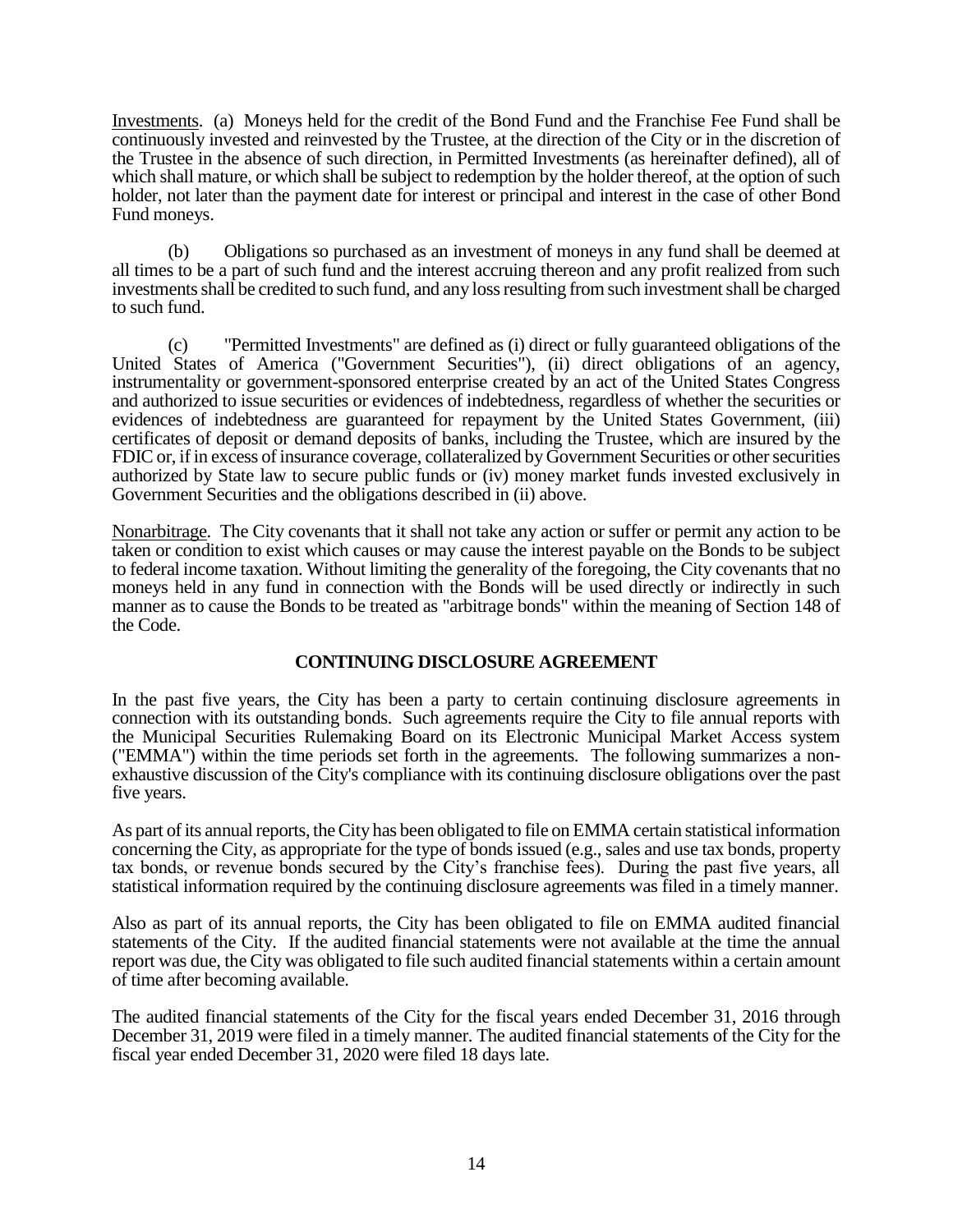Investments. (a) Moneys held for the credit of the Bond Fund and the Franchise Fee Fund shall be continuously invested and reinvested by the Trustee, at the direction of the City or in the discretion of the Trustee in the absence of such direction, in Permitted Investments (as hereinafter defined), all of which shall mature, or which shall be subject to redemption by the holder thereof, at the option of such holder, not later than the payment date for interest or principal and interest in the case of other Bond Fund moneys.

(b) Obligations so purchased as an investment of moneys in any fund shall be deemed at all times to be a part of such fund and the interest accruing thereon and any profit realized from such investments shall be credited to such fund, and any loss resulting from such investment shall be charged to such fund.

(c) "Permitted Investments" are defined as (i) direct or fully guaranteed obligations of the United States of America ("Government Securities"), (ii) direct obligations of an agency, instrumentality or government-sponsored enterprise created by an act of the United States Congress and authorized to issue securities or evidences of indebtedness, regardless of whether the securities or evidences of indebtedness are guaranteed for repayment by the United States Government, (iii) certificates of deposit or demand deposits of banks, including the Trustee, which are insured by the FDIC or, if in excess of insurance coverage, collateralized by Government Securities or other securities authorized by State law to secure public funds or (iv) money market funds invested exclusively in Government Securities and the obligations described in (ii) above.

Nonarbitrage. The City covenants that it shall not take any action or suffer or permit any action to be taken or condition to exist which causes or may cause the interest payable on the Bonds to be subject to federal income taxation. Without limiting the generality of the foregoing, the City covenants that no moneys held in any fund in connection with the Bonds will be used directly or indirectly in such manner as to cause the Bonds to be treated as "arbitrage bonds" within the meaning of Section 148 of the Code.

## CONTINUING DISCLOSURE AGREEMENT

In the past five years, the City has been a party to certain continuing disclosure agreements in connection with its outstanding bonds. Such agreements require the City to file annual reports with the Municipal Securities Rulemaking Board on its Electronic Municipal Market Access system ("EMMA") within the time periods set forth in the agreements. The following summarizes a non-exhaustive discussion of the City's compliance with its continuing disclosure obligations over the past five years.

As part of its annual reports, the City has been obligated to file on EMMA certain statistical information concerning the City, as appropriate for the type of bonds issued (e.g., sales and use tax bonds, property tax bonds, or revenue bonds secured by the City's franchise fees). During the past five years, all statistical information required by the continuing disclosure agreements was filed in a timely manner.

Also as part of its annual reports, the City has been obligated to file on EMMA audited financial statements of the City. If the audited financial statements were not available at the time the annual report was due, the City was obligated to file such audited financial statements within a certain amount of time after becoming available.

The audited financial statements of the City for the fiscal years ended December 31, 2016 through December 31, 2019 were filed in a timely manner. The audited financial statements of the City for the fiscal year ended December 31, 2020 were filed 18 days late.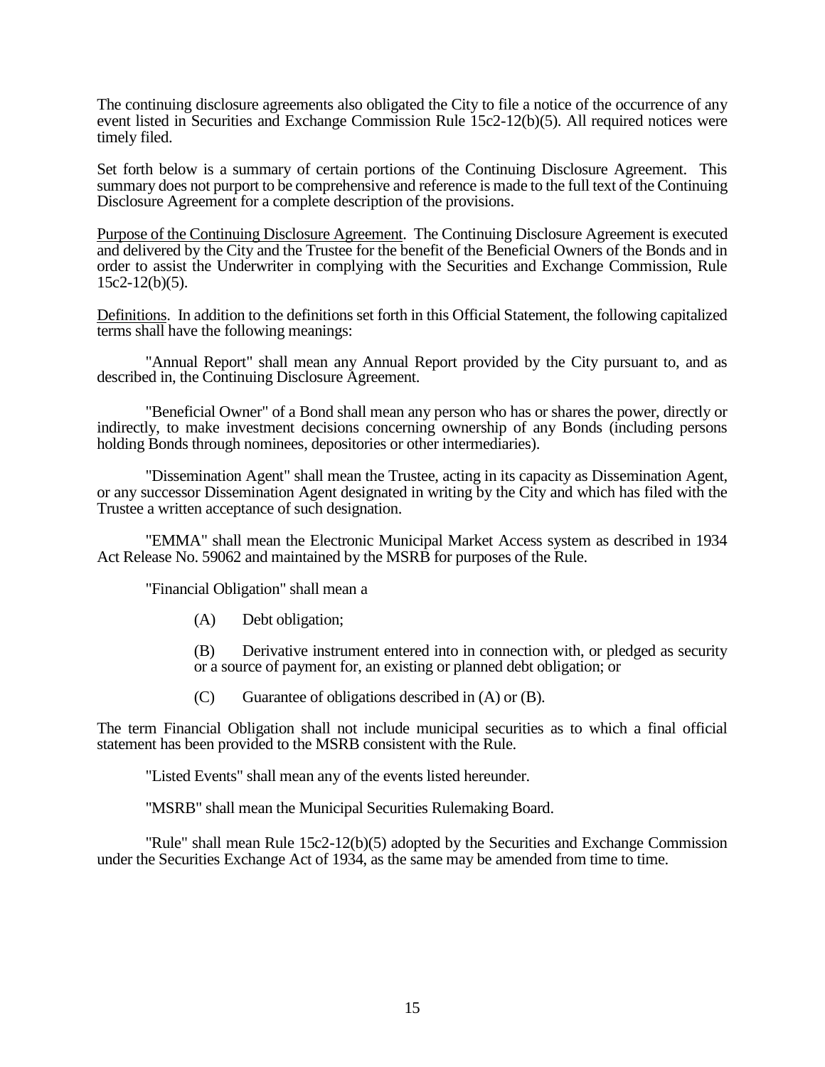The continuing disclosure agreements also obligated the City to file a notice of the occurrence of any event listed in Securities and Exchange Commission Rule 15c2-12(b)(5). All required notices were timely filed.

Set forth below is a summary of certain portions of the Continuing Disclosure Agreement. This summary does not purport to be comprehensive and reference is made to the full text of the Continuing Disclosure Agreement for a complete description of the provisions.

Purpose of the Continuing Disclosure Agreement. The Continuing Disclosure Agreement is executed and delivered by the City and the Trustee for the benefit of the Beneficial Owners of the Bonds and in order to assist the Underwriter in complying with the Securities and Exchange Commission, Rule 15c2-12(b)(5).

Definitions. In addition to the definitions set forth in this Official Statement, the following capitalized terms shall have the following meanings:

"Annual Report" shall mean any Annual Report provided by the City pursuant to, and as described in, the Continuing Disclosure Agreement.

"Beneficial Owner" of a Bond shall mean any person who has or shares the power, directly or indirectly, to make investment decisions concerning ownership of any Bonds (including persons holding Bonds through nominees, depositories or other intermediaries).

"Dissemination Agent" shall mean the Trustee, acting in its capacity as Dissemination Agent, or any successor Dissemination Agent designated in writing by the City and which has filed with the Trustee a written acceptance of such designation.

"EMMA" shall mean the Electronic Municipal Market Access system as described in 1934 Act Release No. 59062 and maintained by the MSRB for purposes of the Rule.

"Financial Obligation" shall mean a

(A) Debt obligation;

(B) Derivative instrument entered into in connection with, or pledged as security or a source of payment for, an existing or planned debt obligation; or

(C) Guarantee of obligations described in (A) or (B).

The term Financial Obligation shall not include municipal securities as to which a final official statement has been provided to the MSRB consistent with the Rule.

"Listed Events" shall mean any of the events listed hereunder.

"MSRB" shall mean the Municipal Securities Rulemaking Board.

"Rule" shall mean Rule 15c2-12(b)(5) adopted by the Securities and Exchange Commission under the Securities Exchange Act of 1934, as the same may be amended from time to time.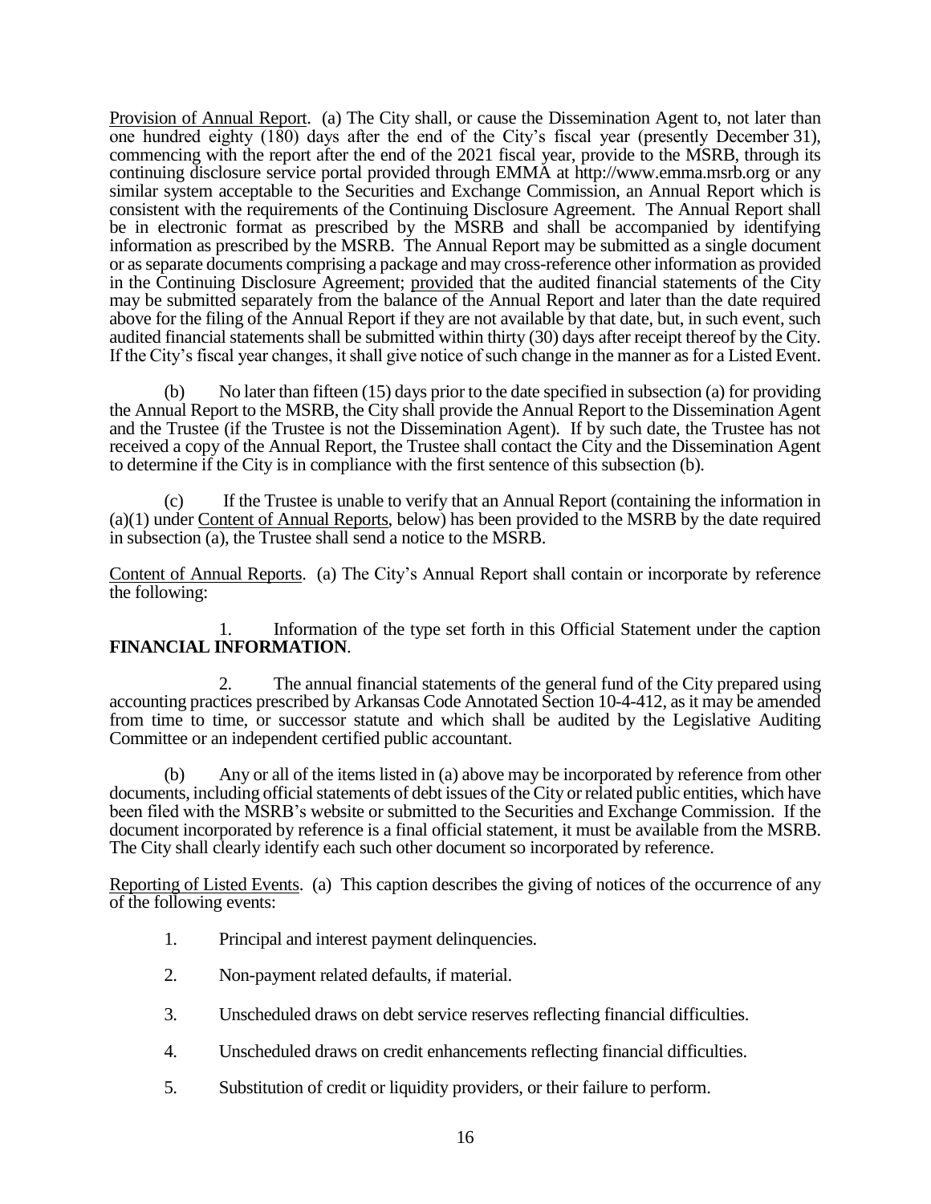Provision of Annual Report. (a) The City shall, or cause the Dissemination Agent to, not later than one hundred eighty (180) days after the end of the City's fiscal year (presently December 31), commencing with the report after the end of the 2021 fiscal year, provide to the MSRB, through its continuing disclosure service portal provided through EMMA at http://www.emma.msrb.org or any similar system acceptable to the Securities and Exchange Commission, an Annual Report which is consistent with the requirements of the Continuing Disclosure Agreement. The Annual Report shall be in electronic format as prescribed by the MSRB and shall be accompanied by identifying information as prescribed by the MSRB. The Annual Report may be submitted as a single document or as separate documents comprising a package and may cross-reference other information as provided in the Continuing Disclosure Agreement; provided that the audited financial statements of the City may be submitted separately from the balance of the Annual Report and later than the date required above for the filing of the Annual Report if they are not available by that date, but, in such event, such audited financial statements shall be submitted within thirty (30) days after receipt thereof by the City. If the City's fiscal year changes, it shall give notice of such change in the manner as for a Listed Event.

(b) No later than fifteen (15) days prior to the date specified in subsection (a) for providing the Annual Report to the MSRB, the City shall provide the Annual Report to the Dissemination Agent and the Trustee (if the Trustee is not the Dissemination Agent). If by such date, the Trustee has not received a copy of the Annual Report, the Trustee shall contact the City and the Dissemination Agent to determine if the City is in compliance with the first sentence of this subsection (b).

(c) If the Trustee is unable to verify that an Annual Report (containing the information in (a)(1) under Content of Annual Reports, below) has been provided to the MSRB by the date required in subsection (a), the Trustee shall send a notice to the MSRB.

Content of Annual Reports. (a) The City's Annual Report shall contain or incorporate by reference the following:

1. Information of the type set forth in this Official Statement under the caption **FINANCIAL INFORMATION**.

2. The annual financial statements of the general fund of the City prepared using accounting practices prescribed by Arkansas Code Annotated Section 10-4-412, as it may be amended from time to time, or successor statute and which shall be audited by the Legislative Auditing Committee or an independent certified public accountant.

(b) Any or all of the items listed in (a) above may be incorporated by reference from other documents, including official statements of debt issues of the City or related public entities, which have been filed with the MSRB's website or submitted to the Securities and Exchange Commission. If the document incorporated by reference is a final official statement, it must be available from the MSRB. The City shall clearly identify each such other document so incorporated by reference.

Reporting of Listed Events. (a) This caption describes the giving of notices of the occurrence of any of the following events:

1. Principal and interest payment delinquencies.
2. Non-payment related defaults, if material.
3. Unscheduled draws on debt service reserves reflecting financial difficulties.
4. Unscheduled draws on credit enhancements reflecting financial difficulties.
5. Substitution of credit or liquidity providers, or their failure to perform.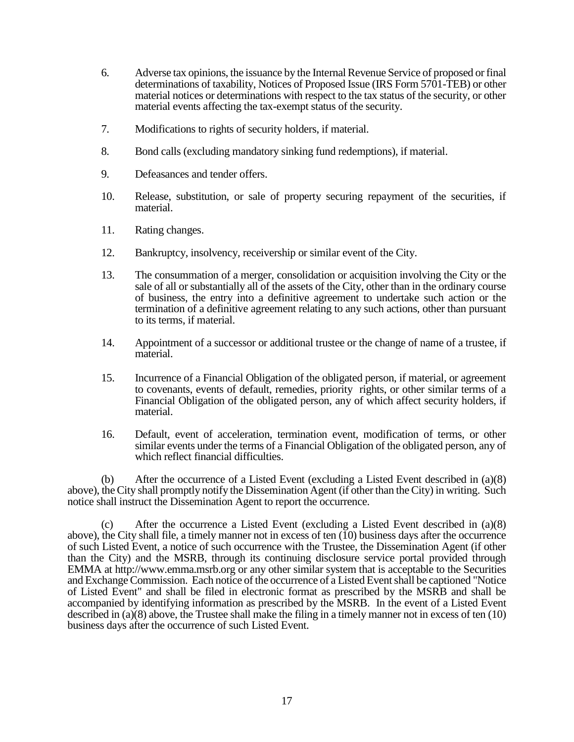6. Adverse tax opinions, the issuance by the Internal Revenue Service of proposed or final determinations of taxability, Notices of Proposed Issue (IRS Form 5701-TEB) or other material notices or determinations with respect to the tax status of the security, or other material events affecting the tax-exempt status of the security.

7. Modifications to rights of security holders, if material.

8. Bond calls (excluding mandatory sinking fund redemptions), if material.

9. Defeasances and tender offers.

10. Release, substitution, or sale of property securing repayment of the securities, if material.

11. Rating changes.

12. Bankruptcy, insolvency, receivership or similar event of the City.

13. The consummation of a merger, consolidation or acquisition involving the City or the sale of all or substantially all of the assets of the City, other than in the ordinary course of business, the entry into a definitive agreement to undertake such action or the termination of a definitive agreement relating to any such actions, other than pursuant to its terms, if material.

14. Appointment of a successor or additional trustee or the change of name of a trustee, if material.

15. Incurrence of a Financial Obligation of the obligated person, if material, or agreement to covenants, events of default, remedies, priority rights, or other similar terms of a Financial Obligation of the obligated person, any of which affect security holders, if material.

16. Default, event of acceleration, termination event, modification of terms, or other similar events under the terms of a Financial Obligation of the obligated person, any of which reflect financial difficulties.

(b) After the occurrence of a Listed Event (excluding a Listed Event described in (a)(8) above), the City shall promptly notify the Dissemination Agent (if other than the City) in writing. Such notice shall instruct the Dissemination Agent to report the occurrence.

(c) After the occurrence a Listed Event (excluding a Listed Event described in (a)(8) above), the City shall file, a timely manner not in excess of ten (10) business days after the occurrence of such Listed Event, a notice of such occurrence with the Trustee, the Dissemination Agent (if other than the City) and the MSRB, through its continuing disclosure service portal provided through EMMA at http://www.emma.msrb.org or any other similar system that is acceptable to the Securities and Exchange Commission. Each notice of the occurrence of a Listed Event shall be captioned "Notice of Listed Event" and shall be filed in electronic format as prescribed by the MSRB and shall be accompanied by identifying information as prescribed by the MSRB. In the event of a Listed Event described in (a)(8) above, the Trustee shall make the filing in a timely manner not in excess of ten (10) business days after the occurrence of such Listed Event.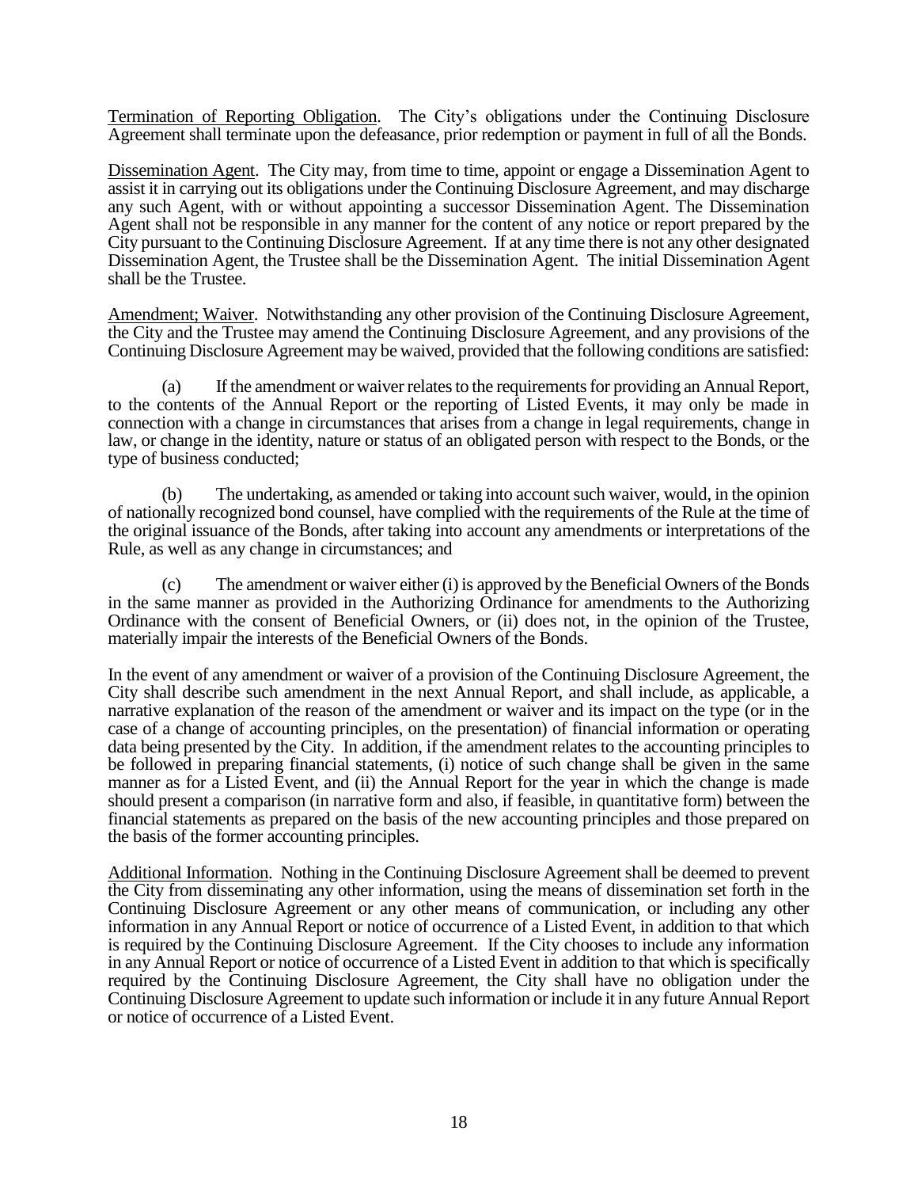Termination of Reporting Obligation. The City's obligations under the Continuing Disclosure Agreement shall terminate upon the defeasance, prior redemption or payment in full of all the Bonds.

Dissemination Agent. The City may, from time to time, appoint or engage a Dissemination Agent to assist it in carrying out its obligations under the Continuing Disclosure Agreement, and may discharge any such Agent, with or without appointing a successor Dissemination Agent. The Dissemination Agent shall not be responsible in any manner for the content of any notice or report prepared by the City pursuant to the Continuing Disclosure Agreement. If at any time there is not any other designated Dissemination Agent, the Trustee shall be the Dissemination Agent. The initial Dissemination Agent shall be the Trustee.

Amendment; Waiver. Notwithstanding any other provision of the Continuing Disclosure Agreement, the City and the Trustee may amend the Continuing Disclosure Agreement, and any provisions of the Continuing Disclosure Agreement may be waived, provided that the following conditions are satisfied:

(a) If the amendment or waiver relates to the requirements for providing an Annual Report, to the contents of the Annual Report or the reporting of Listed Events, it may only be made in connection with a change in circumstances that arises from a change in legal requirements, change in law, or change in the identity, nature or status of an obligated person with respect to the Bonds, or the type of business conducted;

(b) The undertaking, as amended or taking into account such waiver, would, in the opinion of nationally recognized bond counsel, have complied with the requirements of the Rule at the time of the original issuance of the Bonds, after taking into account any amendments or interpretations of the Rule, as well as any change in circumstances; and

(c) The amendment or waiver either (i) is approved by the Beneficial Owners of the Bonds in the same manner as provided in the Authorizing Ordinance for amendments to the Authorizing Ordinance with the consent of Beneficial Owners, or (ii) does not, in the opinion of the Trustee, materially impair the interests of the Beneficial Owners of the Bonds.

In the event of any amendment or waiver of a provision of the Continuing Disclosure Agreement, the City shall describe such amendment in the next Annual Report, and shall include, as applicable, a narrative explanation of the reason of the amendment or waiver and its impact on the type (or in the case of a change of accounting principles, on the presentation) of financial information or operating data being presented by the City. In addition, if the amendment relates to the accounting principles to be followed in preparing financial statements, (i) notice of such change shall be given in the same manner as for a Listed Event, and (ii) the Annual Report for the year in which the change is made should present a comparison (in narrative form and also, if feasible, in quantitative form) between the financial statements as prepared on the basis of the new accounting principles and those prepared on the basis of the former accounting principles.

Additional Information. Nothing in the Continuing Disclosure Agreement shall be deemed to prevent the City from disseminating any other information, using the means of dissemination set forth in the Continuing Disclosure Agreement or any other means of communication, or including any other information in any Annual Report or notice of occurrence of a Listed Event, in addition to that which is required by the Continuing Disclosure Agreement. If the City chooses to include any information in any Annual Report or notice of occurrence of a Listed Event in addition to that which is specifically required by the Continuing Disclosure Agreement, the City shall have no obligation under the Continuing Disclosure Agreement to update such information or include it in any future Annual Report or notice of occurrence of a Listed Event.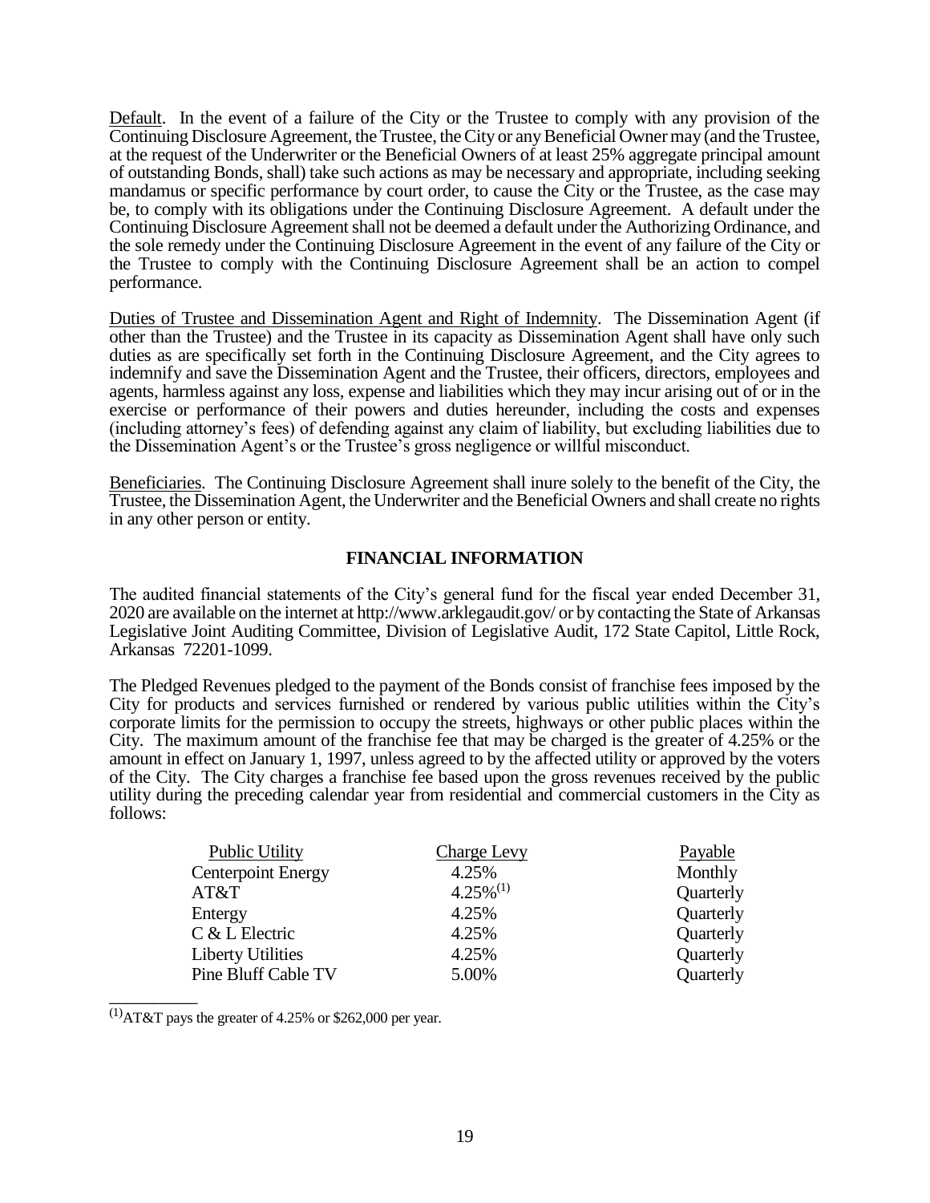Default. In the event of a failure of the City or the Trustee to comply with any provision of the Continuing Disclosure Agreement, the Trustee, the City or any Beneficial Owner may (and the Trustee, at the request of the Underwriter or the Beneficial Owners of at least 25% aggregate principal amount of outstanding Bonds, shall) take such actions as may be necessary and appropriate, including seeking mandamus or specific performance by court order, to cause the City or the Trustee, as the case may be, to comply with its obligations under the Continuing Disclosure Agreement. A default under the Continuing Disclosure Agreement shall not be deemed a default under the Authorizing Ordinance, and the sole remedy under the Continuing Disclosure Agreement in the event of any failure of the City or the Trustee to comply with the Continuing Disclosure Agreement shall be an action to compel performance.

Duties of Trustee and Dissemination Agent and Right of Indemnity. The Dissemination Agent (if other than the Trustee) and the Trustee in its capacity as Dissemination Agent shall have only such duties as are specifically set forth in the Continuing Disclosure Agreement, and the City agrees to indemnify and save the Dissemination Agent and the Trustee, their officers, directors, employees and agents, harmless against any loss, expense and liabilities which they may incur arising out of or in the exercise or performance of their powers and duties hereunder, including the costs and expenses (including attorney's fees) of defending against any claim of liability, but excluding liabilities due to the Dissemination Agent's or the Trustee's gross negligence or willful misconduct.

Beneficiaries. The Continuing Disclosure Agreement shall inure solely to the benefit of the City, the Trustee, the Dissemination Agent, the Underwriter and the Beneficial Owners and shall create no rights in any other person or entity.

## FINANCIAL INFORMATION

The audited financial statements of the City's general fund for the fiscal year ended December 31, 2020 are available on the internet at http://www.arklegaudit.gov/ or by contacting the State of Arkansas Legislative Joint Auditing Committee, Division of Legislative Audit, 172 State Capitol, Little Rock, Arkansas 72201-1099.

The Pledged Revenues pledged to the payment of the Bonds consist of franchise fees imposed by the City for products and services furnished or rendered by various public utilities within the City's corporate limits for the permission to occupy the streets, highways or other public places within the City. The maximum amount of the franchise fee that may be charged is the greater of 4.25% or the amount in effect on January 1, 1997, unless agreed to by the affected utility or approved by the voters of the City. The City charges a franchise fee based upon the gross revenues received by the public utility during the preceding calendar year from residential and commercial customers in the City as follows:

| Public Utility | Charge Levy | Payable |
|---|---|---|
| Centerpoint Energy | 4.25% | Monthly |
| AT&T | 4.25%[1] | Quarterly |
| Entergy | 4.25% | Quarterly |
| C & L Electric | 4.25% | Quarterly |
| Liberty Utilities | 4.25% | Quarterly |
| Pine Bluff Cable TV | 5.00% | Quarterly |

[1] AT&T pays the greater of 4.25% or $262,000 per year.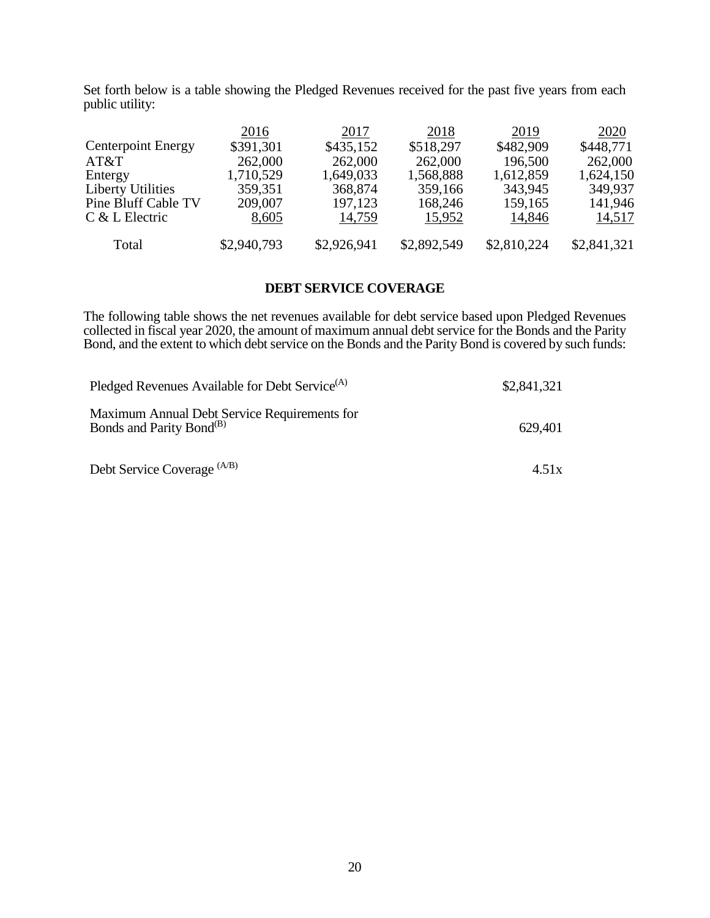Set forth below is a table showing the Pledged Revenues received for the past five years from each public utility:

| | 2016 | 2017 | 2018 | 2019 | 2020 |
|---|---|---|---|---|---|
| Centerpoint Energy | $391,301 | $435,152 | $518,297 | $482,909 | $448,771 |
| AT&T | 262,000 | 262,000 | 262,000 | 196,500 | 262,000 |
| Entergy | 1,710,529 | 1,649,033 | 1,568,888 | 1,612,859 | 1,624,150 |
| Liberty Utilities | 359,351 | 368,874 | 359,166 | 343,945 | 349,937 |
| Pine Bluff Cable TV | 209,007 | 197,123 | 168,246 | 159,165 | 141,946 |
| C & L Electric | 8,605 | 14,759 | 15,952 | 14,846 | 14,517 |
| Total | $2,940,793 | $2,926,941 | $2,892,549 | $2,810,224 | $2,841,321 |

**DEBT SERVICE COVERAGE**

The following table shows the net revenues available for debt service based upon Pledged Revenues collected in fiscal year 2020, the amount of maximum annual debt service for the Bonds and the Parity Bond, and the extent to which debt service on the Bonds and the Parity Bond is covered by such funds:

| | |
|---|---|
| Pledged Revenues Available for Debt Service(A) | $2,841,321 |
| Maximum Annual Debt Service Requirements for Bonds and Parity Bond(B) | 629,401 |
| Debt Service Coverage (A/B) | 4.51x |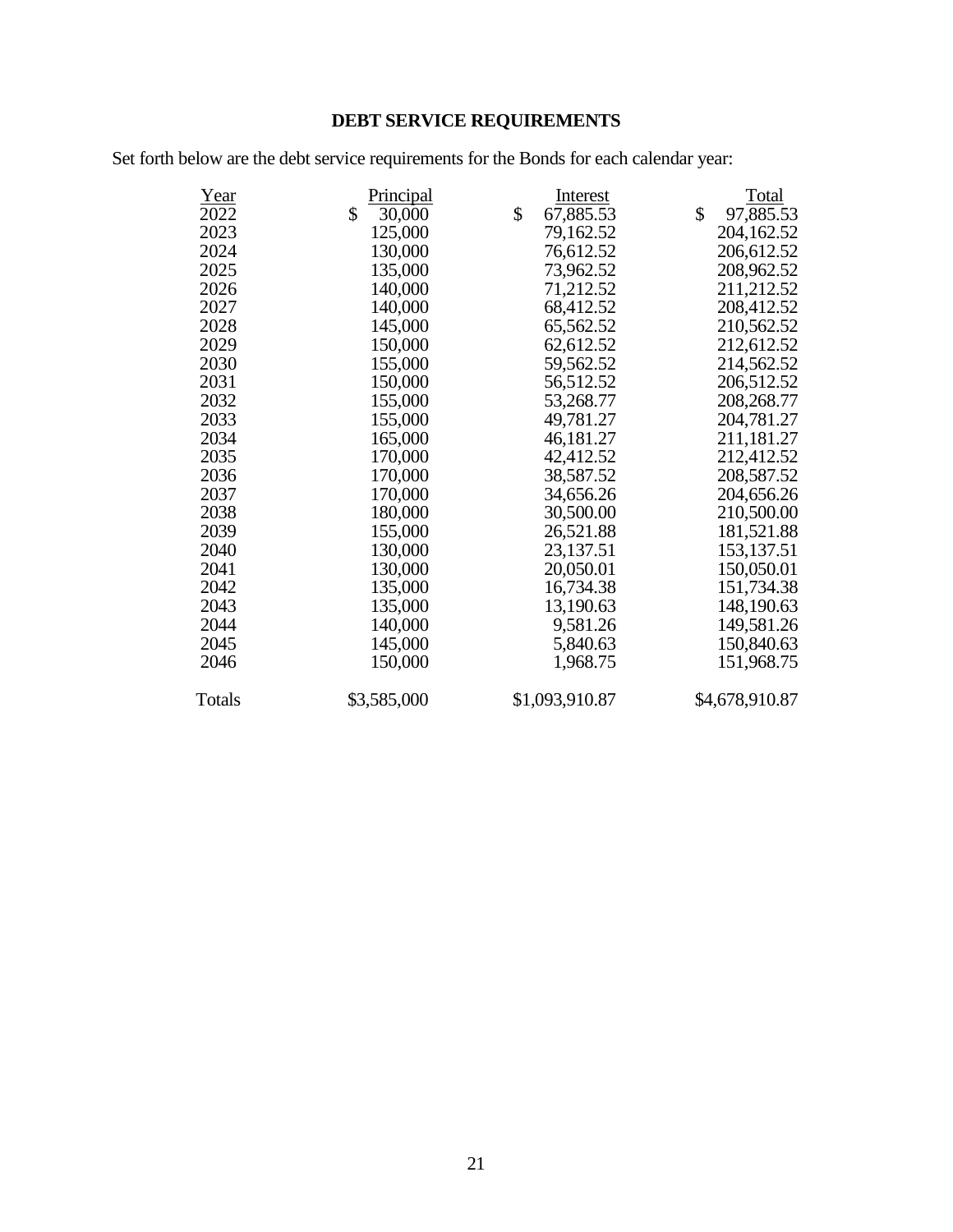## DEBT SERVICE REQUIREMENTS

Set forth below are the debt service requirements for the Bonds for each calendar year:

| Year | Principal | Interest | Total |
|---|---|---|---|
| 2022 | $ 30,000 | $ 67,885.53 | $ 97,885.53 |
| 2023 | 125,000 | 79,162.52 | 204,162.52 |
| 2024 | 130,000 | 76,612.52 | 206,612.52 |
| 2025 | 135,000 | 73,962.52 | 208,962.52 |
| 2026 | 140,000 | 71,212.52 | 211,212.52 |
| 2027 | 140,000 | 68,412.52 | 208,412.52 |
| 2028 | 145,000 | 65,562.52 | 210,562.52 |
| 2029 | 150,000 | 62,612.52 | 212,612.52 |
| 2030 | 155,000 | 59,562.52 | 214,562.52 |
| 2031 | 150,000 | 56,512.52 | 206,512.52 |
| 2032 | 155,000 | 53,268.77 | 208,268.77 |
| 2033 | 155,000 | 49,781.27 | 204,781.27 |
| 2034 | 165,000 | 46,181.27 | 211,181.27 |
| 2035 | 170,000 | 42,412.52 | 212,412.52 |
| 2036 | 170,000 | 38,587.52 | 208,587.52 |
| 2037 | 170,000 | 34,656.26 | 204,656.26 |
| 2038 | 180,000 | 30,500.00 | 210,500.00 |
| 2039 | 155,000 | 26,521.88 | 181,521.88 |
| 2040 | 130,000 | 23,137.51 | 153,137.51 |
| 2041 | 130,000 | 20,050.01 | 150,050.01 |
| 2042 | 135,000 | 16,734.38 | 151,734.38 |
| 2043 | 135,000 | 13,190.63 | 148,190.63 |
| 2044 | 140,000 | 9,581.26 | 149,581.26 |
| 2045 | 145,000 | 5,840.63 | 150,840.63 |
| 2046 | 150,000 | 1,968.75 | 151,968.75 |
| Totals | $3,585,000 | $1,093,910.87 | $4,678,910.87 |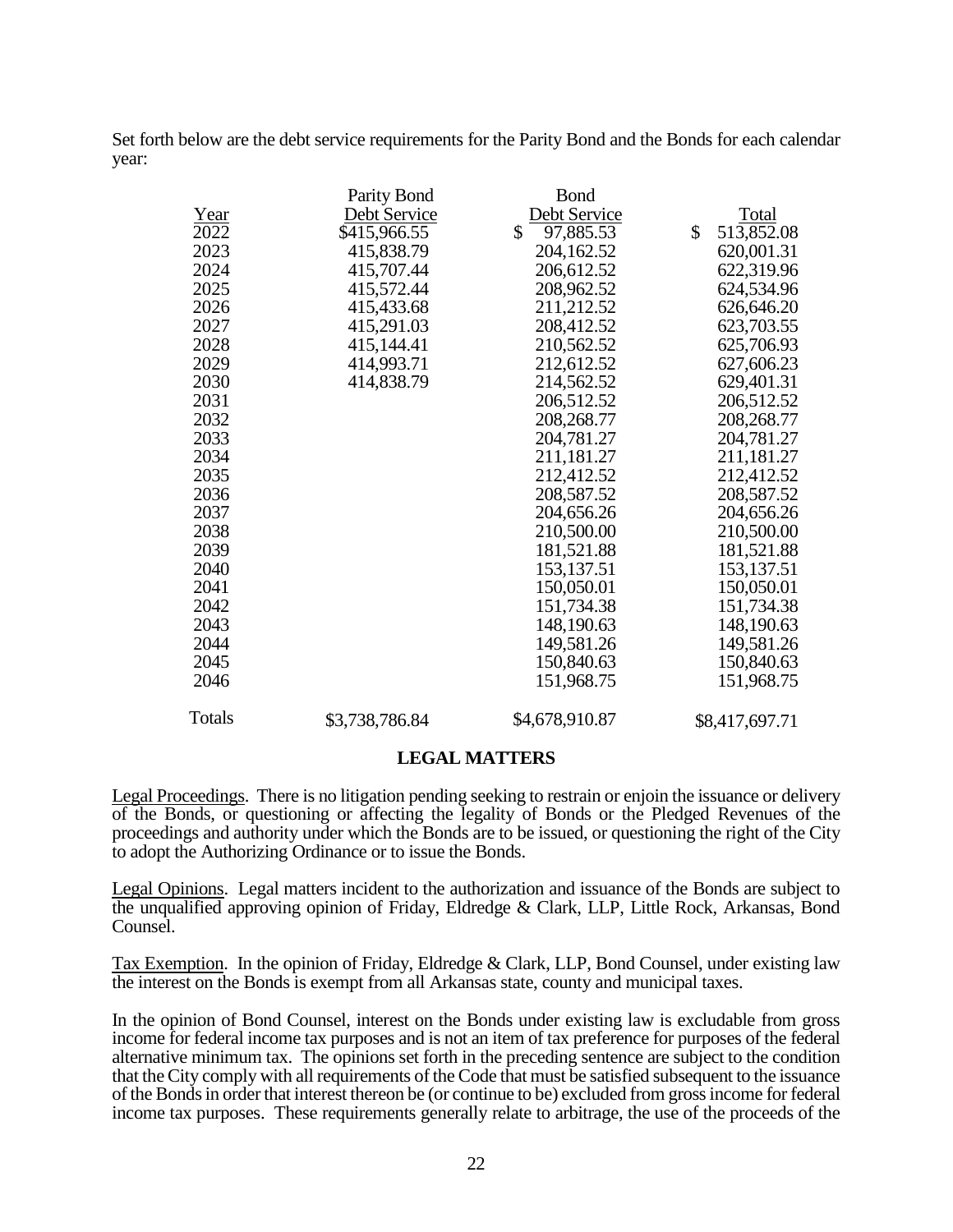Set forth below are the debt service requirements for the Parity Bond and the Bonds for each calendar year:

| Year | Parity Bond Debt Service | Bond Debt Service | Total |
|---|---|---|---|
| 2022 | $415,966.55 | $ 97,885.53 | $ 513,852.08 |
| 2023 | 415,838.79 | 204,162.52 | 620,001.31 |
| 2024 | 415,707.44 | 206,612.52 | 622,319.96 |
| 2025 | 415,572.44 | 208,962.52 | 624,534.96 |
| 2026 | 415,433.68 | 211,212.52 | 626,646.20 |
| 2027 | 415,291.03 | 208,412.52 | 623,703.55 |
| 2028 | 415,144.41 | 210,562.52 | 625,706.93 |
| 2029 | 414,993.71 | 212,612.52 | 627,606.23 |
| 2030 | 414,838.79 | 214,562.52 | 629,401.31 |
| 2031 | | 206,512.52 | 206,512.52 |
| 2032 | | 208,268.77 | 208,268.77 |
| 2033 | | 204,781.27 | 204,781.27 |
| 2034 | | 211,181.27 | 211,181.27 |
| 2035 | | 212,412.52 | 212,412.52 |
| 2036 | | 208,587.52 | 208,587.52 |
| 2037 | | 204,656.26 | 204,656.26 |
| 2038 | | 210,500.00 | 210,500.00 |
| 2039 | | 181,521.88 | 181,521.88 |
| 2040 | | 153,137.51 | 153,137.51 |
| 2041 | | 150,050.01 | 150,050.01 |
| 2042 | | 151,734.38 | 151,734.38 |
| 2043 | | 148,190.63 | 148,190.63 |
| 2044 | | 149,581.26 | 149,581.26 |
| 2045 | | 150,840.63 | 150,840.63 |
| 2046 | | 151,968.75 | 151,968.75 |
| Totals | $3,738,786.84 | $4,678,910.87 | $8,417,697.71 |

## LEGAL MATTERS

Legal Proceedings. There is no litigation pending seeking to restrain or enjoin the issuance or delivery of the Bonds, or questioning or affecting the legality of Bonds or the Pledged Revenues of the proceedings and authority under which the Bonds are to be issued, or questioning the right of the City to adopt the Authorizing Ordinance or to issue the Bonds.

Legal Opinions. Legal matters incident to the authorization and issuance of the Bonds are subject to the unqualified approving opinion of Friday, Eldredge & Clark, LLP, Little Rock, Arkansas, Bond Counsel.

Tax Exemption. In the opinion of Friday, Eldredge & Clark, LLP, Bond Counsel, under existing law the interest on the Bonds is exempt from all Arkansas state, county and municipal taxes.

In the opinion of Bond Counsel, interest on the Bonds under existing law is excludable from gross income for federal income tax purposes and is not an item of tax preference for purposes of the federal alternative minimum tax. The opinions set forth in the preceding sentence are subject to the condition that the City comply with all requirements of the Code that must be satisfied subsequent to the issuance of the Bonds in order that interest thereon be (or continue to be) excluded from gross income for federal income tax purposes. These requirements generally relate to arbitrage, the use of the proceeds of the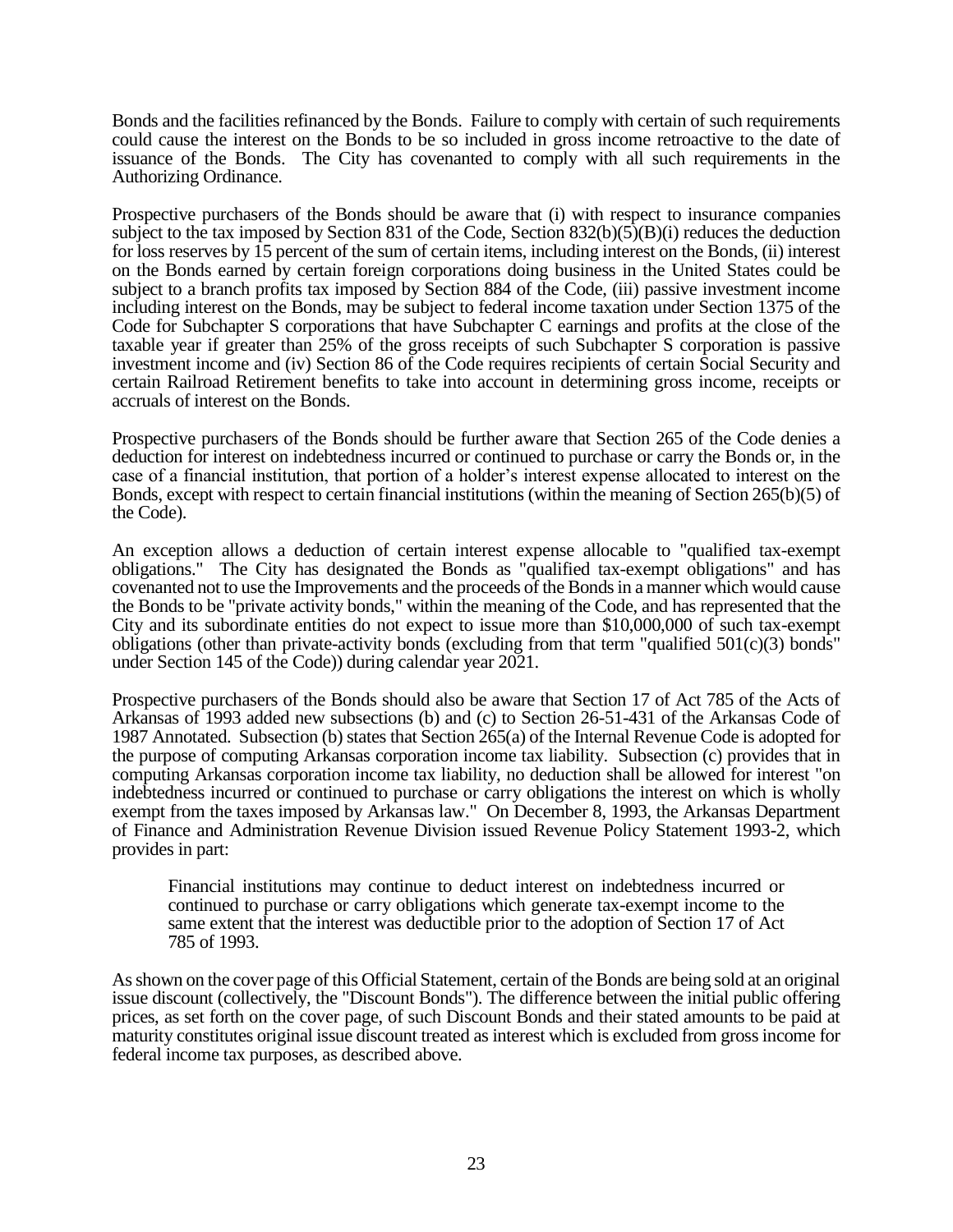Bonds and the facilities refinanced by the Bonds. Failure to comply with certain of such requirements could cause the interest on the Bonds to be so included in gross income retroactive to the date of issuance of the Bonds. The City has covenanted to comply with all such requirements in the Authorizing Ordinance.

Prospective purchasers of the Bonds should be aware that (i) with respect to insurance companies subject to the tax imposed by Section 831 of the Code, Section 832(b)(5)(B)(i) reduces the deduction for loss reserves by 15 percent of the sum of certain items, including interest on the Bonds, (ii) interest on the Bonds earned by certain foreign corporations doing business in the United States could be subject to a branch profits tax imposed by Section 884 of the Code, (iii) passive investment income including interest on the Bonds, may be subject to federal income taxation under Section 1375 of the Code for Subchapter S corporations that have Subchapter C earnings and profits at the close of the taxable year if greater than 25% of the gross receipts of such Subchapter S corporation is passive investment income and (iv) Section 86 of the Code requires recipients of certain Social Security and certain Railroad Retirement benefits to take into account in determining gross income, receipts or accruals of interest on the Bonds.

Prospective purchasers of the Bonds should be further aware that Section 265 of the Code denies a deduction for interest on indebtedness incurred or continued to purchase or carry the Bonds or, in the case of a financial institution, that portion of a holder's interest expense allocated to interest on the Bonds, except with respect to certain financial institutions (within the meaning of Section 265(b)(5) of the Code).

An exception allows a deduction of certain interest expense allocable to "qualified tax-exempt obligations." The City has designated the Bonds as "qualified tax-exempt obligations" and has covenanted not to use the Improvements and the proceeds of the Bonds in a manner which would cause the Bonds to be "private activity bonds," within the meaning of the Code, and has represented that the City and its subordinate entities do not expect to issue more than $10,000,000 of such tax-exempt obligations (other than private-activity bonds (excluding from that term "qualified 501(c)(3) bonds" under Section 145 of the Code)) during calendar year 2021.

Prospective purchasers of the Bonds should also be aware that Section 17 of Act 785 of the Acts of Arkansas of 1993 added new subsections (b) and (c) to Section 26-51-431 of the Arkansas Code of 1987 Annotated. Subsection (b) states that Section 265(a) of the Internal Revenue Code is adopted for the purpose of computing Arkansas corporation income tax liability. Subsection (c) provides that in computing Arkansas corporation income tax liability, no deduction shall be allowed for interest "on indebtedness incurred or continued to purchase or carry obligations the interest on which is wholly exempt from the taxes imposed by Arkansas law." On December 8, 1993, the Arkansas Department of Finance and Administration Revenue Division issued Revenue Policy Statement 1993-2, which provides in part:

> Financial institutions may continue to deduct interest on indebtedness incurred or continued to purchase or carry obligations which generate tax-exempt income to the same extent that the interest was deductible prior to the adoption of Section 17 of Act 785 of 1993.

As shown on the cover page of this Official Statement, certain of the Bonds are being sold at an original issue discount (collectively, the "Discount Bonds"). The difference between the initial public offering prices, as set forth on the cover page, of such Discount Bonds and their stated amounts to be paid at maturity constitutes original issue discount treated as interest which is excluded from gross income for federal income tax purposes, as described above.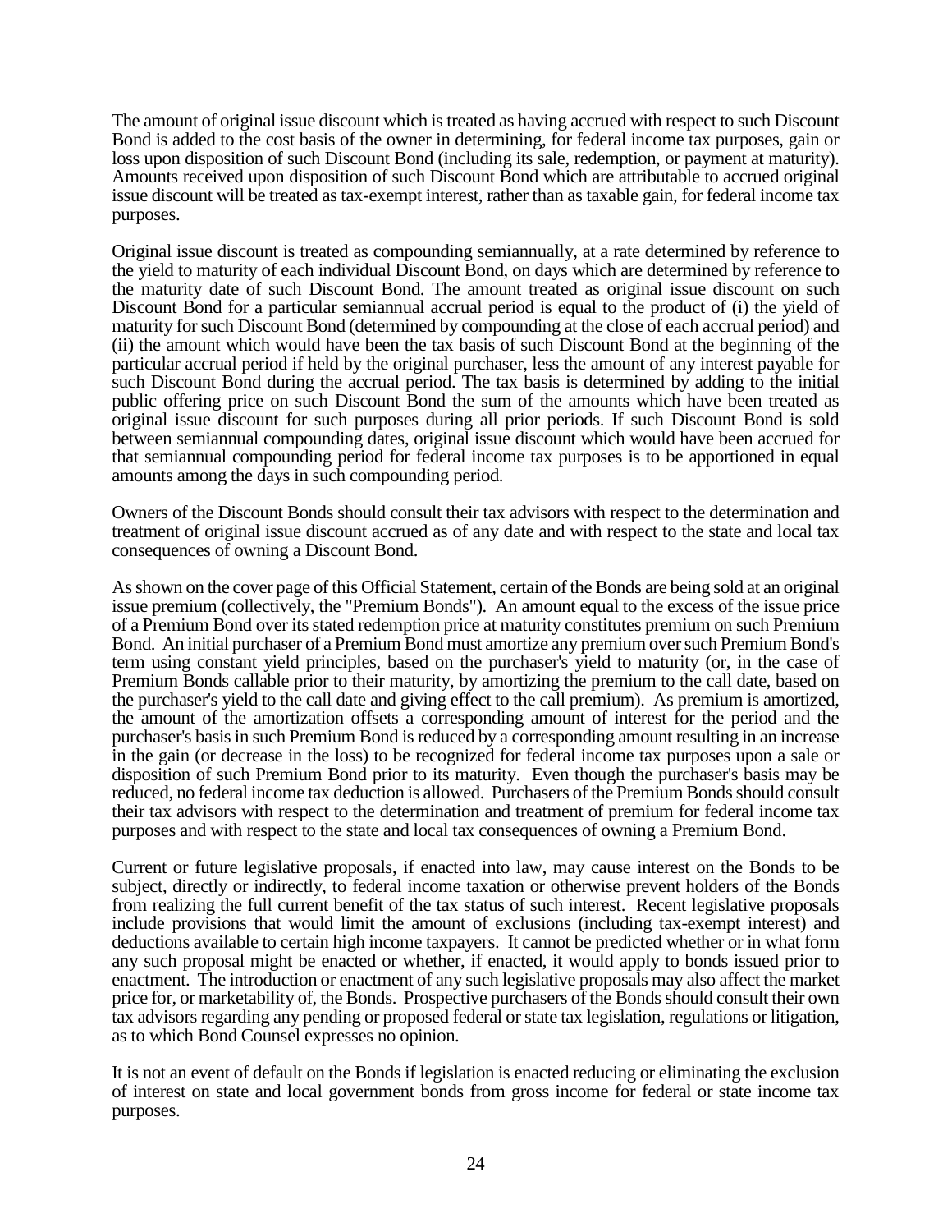The amount of original issue discount which is treated as having accrued with respect to such Discount Bond is added to the cost basis of the owner in determining, for federal income tax purposes, gain or loss upon disposition of such Discount Bond (including its sale, redemption, or payment at maturity). Amounts received upon disposition of such Discount Bond which are attributable to accrued original issue discount will be treated as tax-exempt interest, rather than as taxable gain, for federal income tax purposes.

Original issue discount is treated as compounding semiannually, at a rate determined by reference to the yield to maturity of each individual Discount Bond, on days which are determined by reference to the maturity date of such Discount Bond. The amount treated as original issue discount on such Discount Bond for a particular semiannual accrual period is equal to the product of (i) the yield of maturity for such Discount Bond (determined by compounding at the close of each accrual period) and (ii) the amount which would have been the tax basis of such Discount Bond at the beginning of the particular accrual period if held by the original purchaser, less the amount of any interest payable for such Discount Bond during the accrual period. The tax basis is determined by adding to the initial public offering price on such Discount Bond the sum of the amounts which have been treated as original issue discount for such purposes during all prior periods. If such Discount Bond is sold between semiannual compounding dates, original issue discount which would have been accrued for that semiannual compounding period for federal income tax purposes is to be apportioned in equal amounts among the days in such compounding period.

Owners of the Discount Bonds should consult their tax advisors with respect to the determination and treatment of original issue discount accrued as of any date and with respect to the state and local tax consequences of owning a Discount Bond.

As shown on the cover page of this Official Statement, certain of the Bonds are being sold at an original issue premium (collectively, the "Premium Bonds"). An amount equal to the excess of the issue price of a Premium Bond over its stated redemption price at maturity constitutes premium on such Premium Bond. An initial purchaser of a Premium Bond must amortize any premium over such Premium Bond's term using constant yield principles, based on the purchaser's yield to maturity (or, in the case of Premium Bonds callable prior to their maturity, by amortizing the premium to the call date, based on the purchaser's yield to the call date and giving effect to the call premium). As premium is amortized, the amount of the amortization offsets a corresponding amount of interest for the period and the purchaser's basis in such Premium Bond is reduced by a corresponding amount resulting in an increase in the gain (or decrease in the loss) to be recognized for federal income tax purposes upon a sale or disposition of such Premium Bond prior to its maturity. Even though the purchaser's basis may be reduced, no federal income tax deduction is allowed. Purchasers of the Premium Bonds should consult their tax advisors with respect to the determination and treatment of premium for federal income tax purposes and with respect to the state and local tax consequences of owning a Premium Bond.

Current or future legislative proposals, if enacted into law, may cause interest on the Bonds to be subject, directly or indirectly, to federal income taxation or otherwise prevent holders of the Bonds from realizing the full current benefit of the tax status of such interest. Recent legislative proposals include provisions that would limit the amount of exclusions (including tax-exempt interest) and deductions available to certain high income taxpayers. It cannot be predicted whether or in what form any such proposal might be enacted or whether, if enacted, it would apply to bonds issued prior to enactment. The introduction or enactment of any such legislative proposals may also affect the market price for, or marketability of, the Bonds. Prospective purchasers of the Bonds should consult their own tax advisors regarding any pending or proposed federal or state tax legislation, regulations or litigation, as to which Bond Counsel expresses no opinion.

It is not an event of default on the Bonds if legislation is enacted reducing or eliminating the exclusion of interest on state and local government bonds from gross income for federal or state income tax purposes.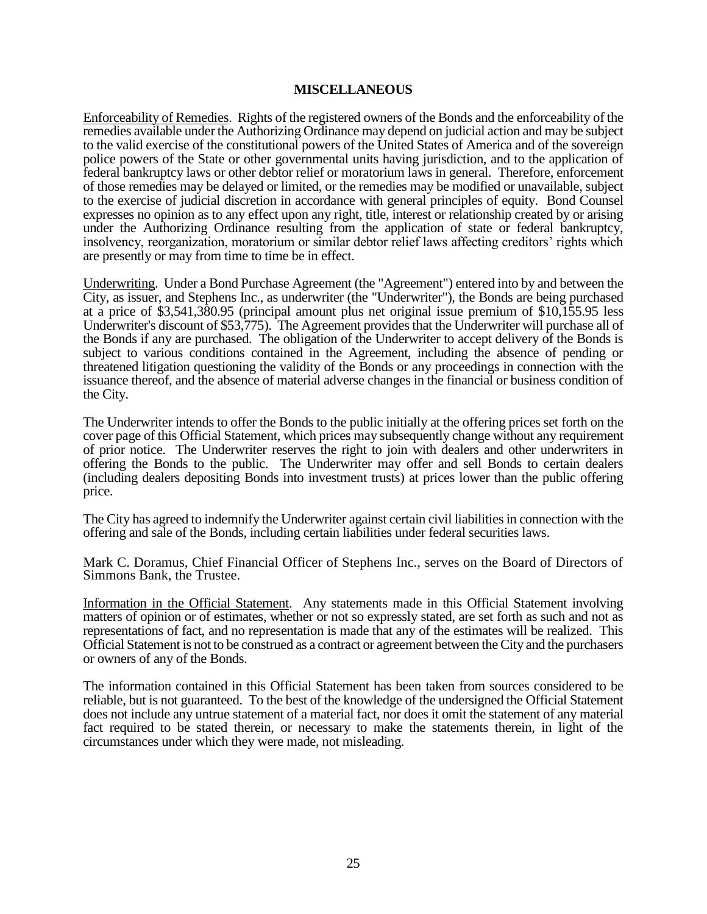## MISCELLANEOUS

Enforceability of Remedies. Rights of the registered owners of the Bonds and the enforceability of the remedies available under the Authorizing Ordinance may depend on judicial action and may be subject to the valid exercise of the constitutional powers of the United States of America and of the sovereign police powers of the State or other governmental units having jurisdiction, and to the application of federal bankruptcy laws or other debtor relief or moratorium laws in general. Therefore, enforcement of those remedies may be delayed or limited, or the remedies may be modified or unavailable, subject to the exercise of judicial discretion in accordance with general principles of equity. Bond Counsel expresses no opinion as to any effect upon any right, title, interest or relationship created by or arising under the Authorizing Ordinance resulting from the application of state or federal bankruptcy, insolvency, reorganization, moratorium or similar debtor relief laws affecting creditors' rights which are presently or may from time to time be in effect.

Underwriting. Under a Bond Purchase Agreement (the "Agreement") entered into by and between the City, as issuer, and Stephens Inc., as underwriter (the "Underwriter"), the Bonds are being purchased at a price of $3,541,380.95 (principal amount plus net original issue premium of $10,155.95 less Underwriter's discount of $53,775). The Agreement provides that the Underwriter will purchase all of the Bonds if any are purchased. The obligation of the Underwriter to accept delivery of the Bonds is subject to various conditions contained in the Agreement, including the absence of pending or threatened litigation questioning the validity of the Bonds or any proceedings in connection with the issuance thereof, and the absence of material adverse changes in the financial or business condition of the City.

The Underwriter intends to offer the Bonds to the public initially at the offering prices set forth on the cover page of this Official Statement, which prices may subsequently change without any requirement of prior notice. The Underwriter reserves the right to join with dealers and other underwriters in offering the Bonds to the public. The Underwriter may offer and sell Bonds to certain dealers (including dealers depositing Bonds into investment trusts) at prices lower than the public offering price.

The City has agreed to indemnify the Underwriter against certain civil liabilities in connection with the offering and sale of the Bonds, including certain liabilities under federal securities laws.

Mark C. Doramus, Chief Financial Officer of Stephens Inc., serves on the Board of Directors of Simmons Bank, the Trustee.

Information in the Official Statement. Any statements made in this Official Statement involving matters of opinion or of estimates, whether or not so expressly stated, are set forth as such and not as representations of fact, and no representation is made that any of the estimates will be realized. This Official Statement is not to be construed as a contract or agreement between the City and the purchasers or owners of any of the Bonds.

The information contained in this Official Statement has been taken from sources considered to be reliable, but is not guaranteed. To the best of the knowledge of the undersigned the Official Statement does not include any untrue statement of a material fact, nor does it omit the statement of any material fact required to be stated therein, or necessary to make the statements therein, in light of the circumstances under which they were made, not misleading.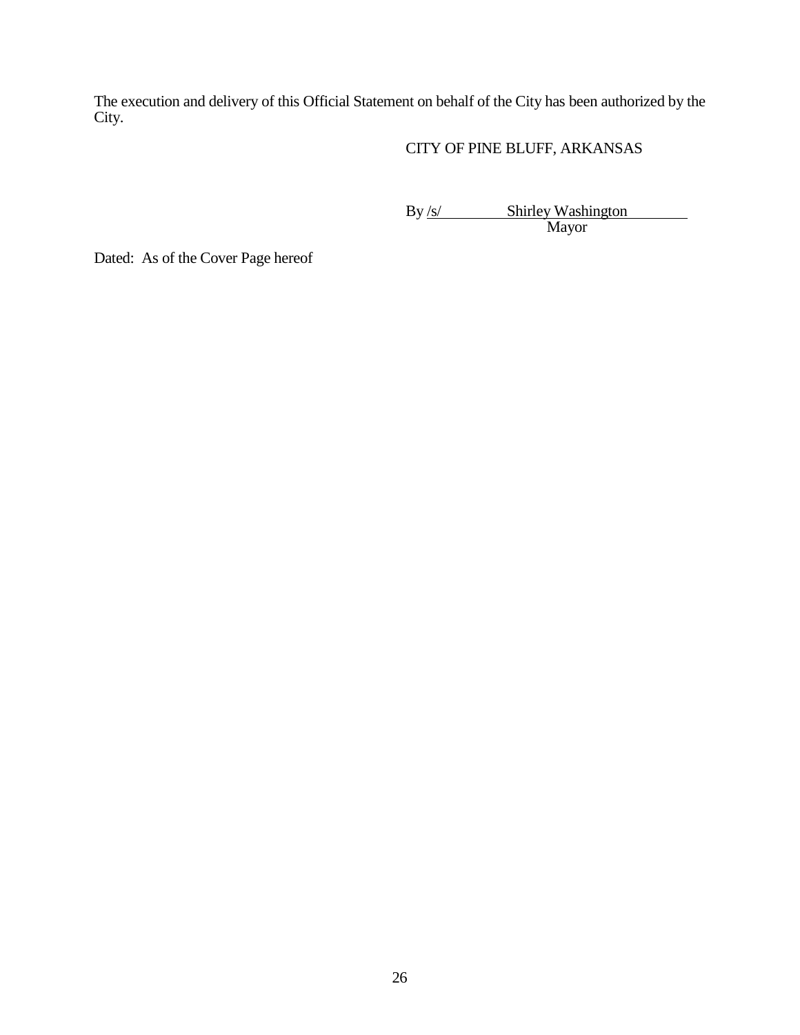The execution and delivery of this Official Statement on behalf of the City has been authorized by the City.

CITY OF PINE BLUFF, ARKANSAS

By /s/ Shirley Washington
Mayor

Dated: As of the Cover Page hereof